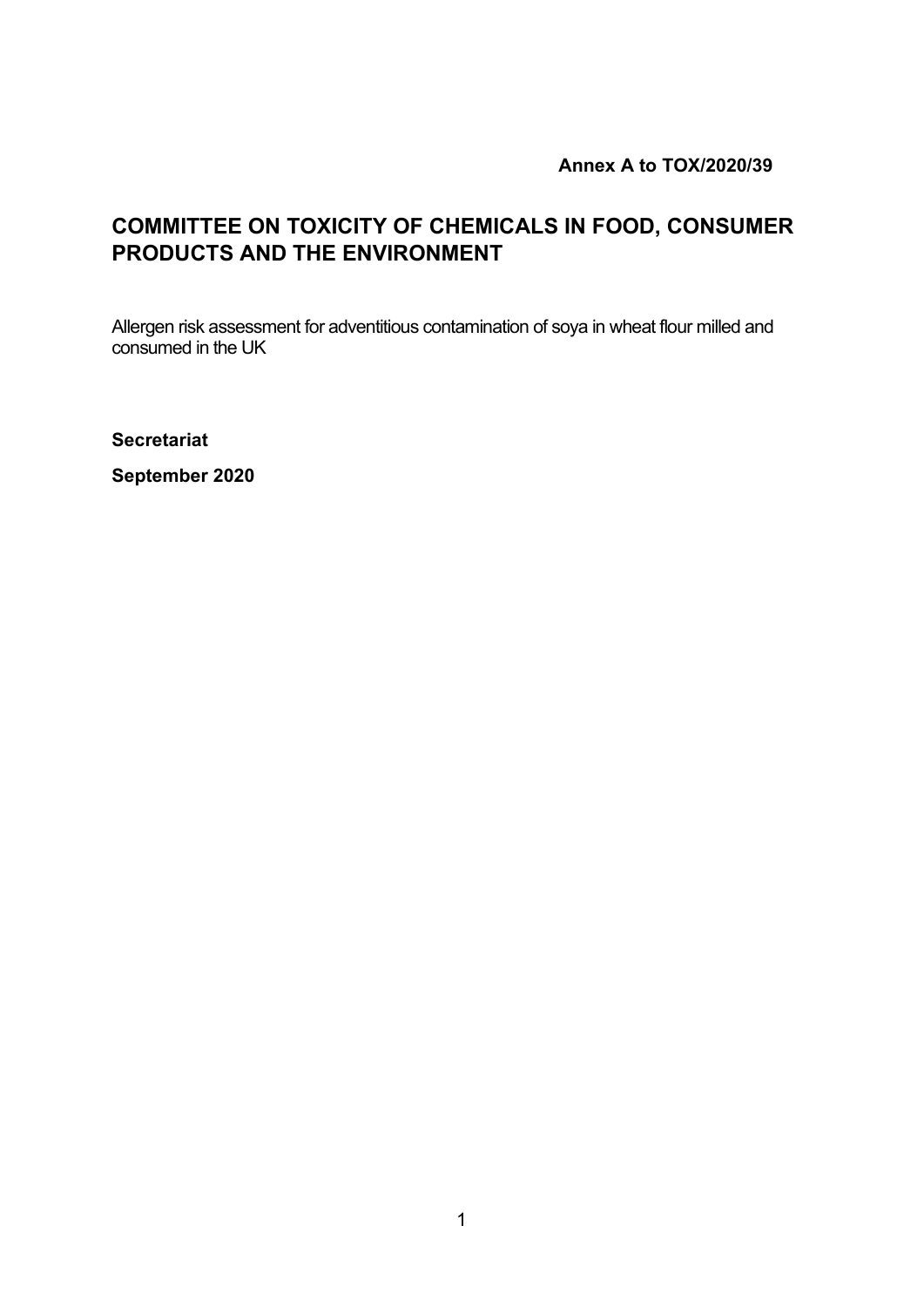**Annex A to TOX/2020/39**

# COMMITTEE ON TOXICITY OF CHEMICALS IN FOOD, CONSUMER PRODUCTS AND THE ENVIRONMENT

Allergen risk assessment for adventitious contamination of soya in wheat flour milled and consumed in the UK

**Secretariat**

**September 2020**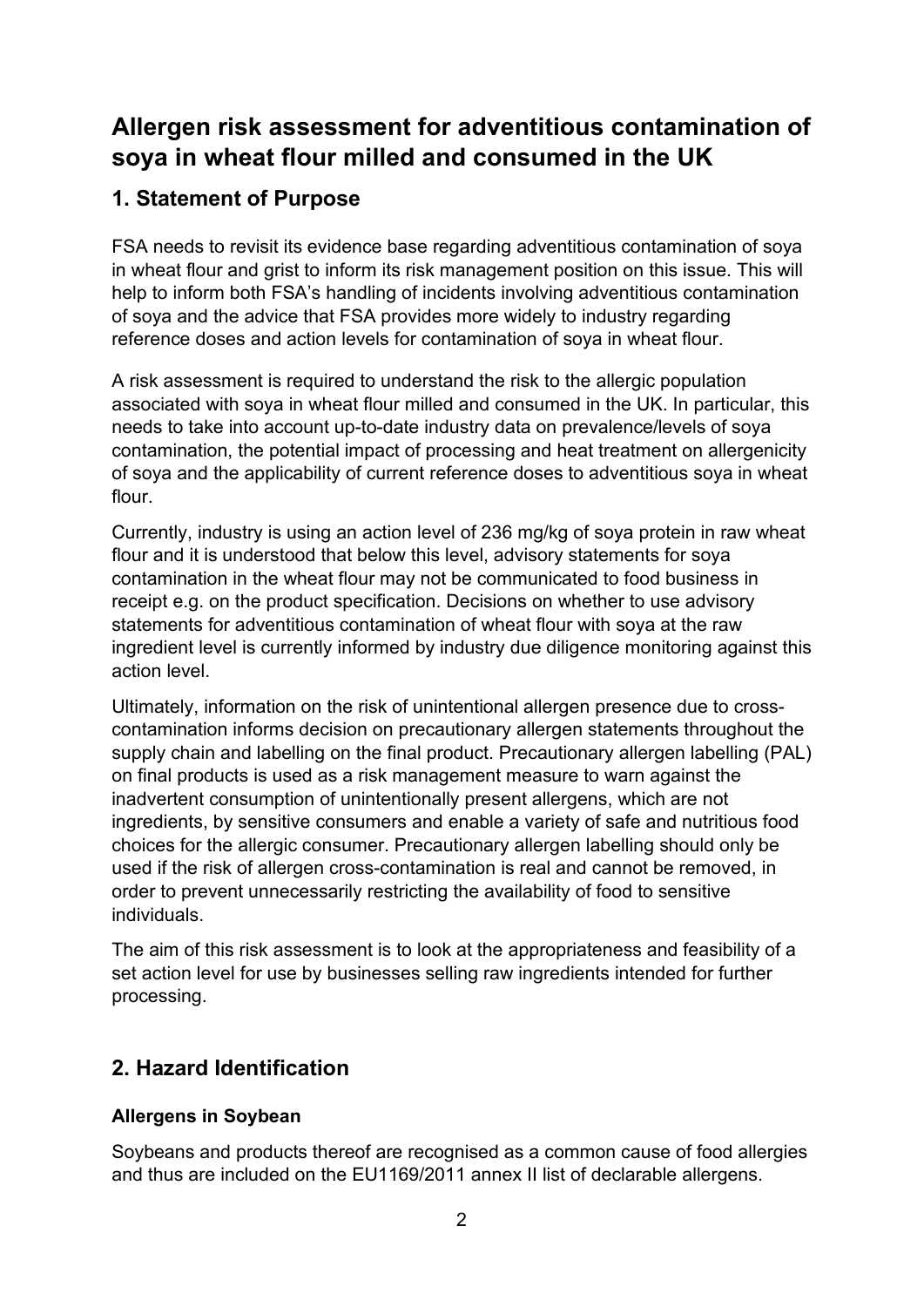# Allergen risk assessment for adventitious contamination of soya in wheat flour milled and consumed in the UK

## 1. Statement of Purpose

FSA needs to revisit its evidence base regarding adventitious contamination of soya in wheat flour and grist to inform its risk management position on this issue. This will help to inform both FSA's handling of incidents involving adventitious contamination of soya and the advice that FSA provides more widely to industry regarding reference doses and action levels for contamination of soya in wheat flour.

A risk assessment is required to understand the risk to the allergic population associated with soya in wheat flour milled and consumed in the UK. In particular, this needs to take into account up-to-date industry data on prevalence/levels of soya contamination, the potential impact of processing and heat treatment on allergenicity of soya and the applicability of current reference doses to adventitious soya in wheat flour.

Currently, industry is using an action level of 236 mg/kg of soya protein in raw wheat flour and it is understood that below this level, advisory statements for soya contamination in the wheat flour may not be communicated to food business in receipt e.g. on the product specification. Decisions on whether to use advisory statements for adventitious contamination of wheat flour with soya at the raw ingredient level is currently informed by industry due diligence monitoring against this action level.

Ultimately, information on the risk of unintentional allergen presence due to cross-contamination informs decision on precautionary allergen statements throughout the supply chain and labelling on the final product. Precautionary allergen labelling (PAL) on final products is used as a risk management measure to warn against the inadvertent consumption of unintentionally present allergens, which are not ingredients, by sensitive consumers and enable a variety of safe and nutritious food choices for the allergic consumer. Precautionary allergen labelling should only be used if the risk of allergen cross-contamination is real and cannot be removed, in order to prevent unnecessarily restricting the availability of food to sensitive individuals.

The aim of this risk assessment is to look at the appropriateness and feasibility of a set action level for use by businesses selling raw ingredients intended for further processing.

## 2. Hazard Identification

### Allergens in Soybean

Soybeans and products thereof are recognised as a common cause of food allergies and thus are included on the EU1169/2011 annex II list of declarable allergens.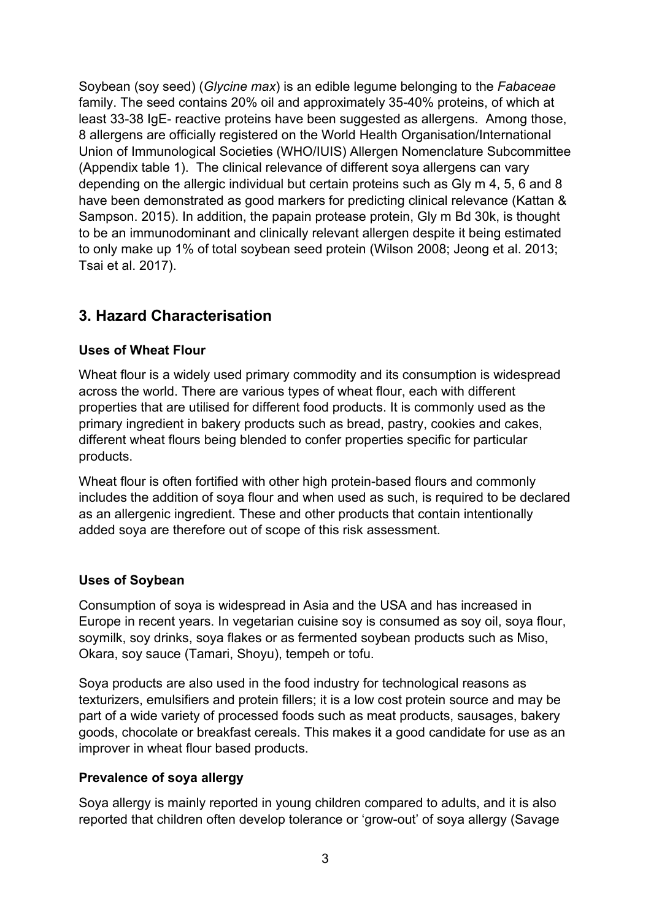Soybean (soy seed) (*Glycine max*) is an edible legume belonging to the *Fabaceae* family. The seed contains 20% oil and approximately 35-40% proteins, of which at least 33-38 IgE- reactive proteins have been suggested as allergens. Among those, 8 allergens are officially registered on the World Health Organisation/International Union of Immunological Societies (WHO/IUIS) Allergen Nomenclature Subcommittee (Appendix table 1). The clinical relevance of different soya allergens can vary depending on the allergic individual but certain proteins such as Gly m 4, 5, 6 and 8 have been demonstrated as good markers for predicting clinical relevance (Kattan & Sampson. 2015). In addition, the papain protease protein, Gly m Bd 30k, is thought to be an immunodominant and clinically relevant allergen despite it being estimated to only make up 1% of total soybean seed protein (Wilson 2008; Jeong et al. 2013; Tsai et al. 2017).

## 3. Hazard Characterisation

### Uses of Wheat Flour

Wheat flour is a widely used primary commodity and its consumption is widespread across the world. There are various types of wheat flour, each with different properties that are utilised for different food products. It is commonly used as the primary ingredient in bakery products such as bread, pastry, cookies and cakes, different wheat flours being blended to confer properties specific for particular products.

Wheat flour is often fortified with other high protein-based flours and commonly includes the addition of soya flour and when used as such, is required to be declared as an allergenic ingredient. These and other products that contain intentionally added soya are therefore out of scope of this risk assessment.

### Uses of Soybean

Consumption of soya is widespread in Asia and the USA and has increased in Europe in recent years. In vegetarian cuisine soy is consumed as soy oil, soya flour, soymilk, soy drinks, soya flakes or as fermented soybean products such as Miso, Okara, soy sauce (Tamari, Shoyu), tempeh or tofu.

Soya products are also used in the food industry for technological reasons as texturizers, emulsifiers and protein fillers; it is a low cost protein source and may be part of a wide variety of processed foods such as meat products, sausages, bakery goods, chocolate or breakfast cereals. This makes it a good candidate for use as an improver in wheat flour based products.

### Prevalence of soya allergy

Soya allergy is mainly reported in young children compared to adults, and it is also reported that children often develop tolerance or 'grow-out' of soya allergy (Savage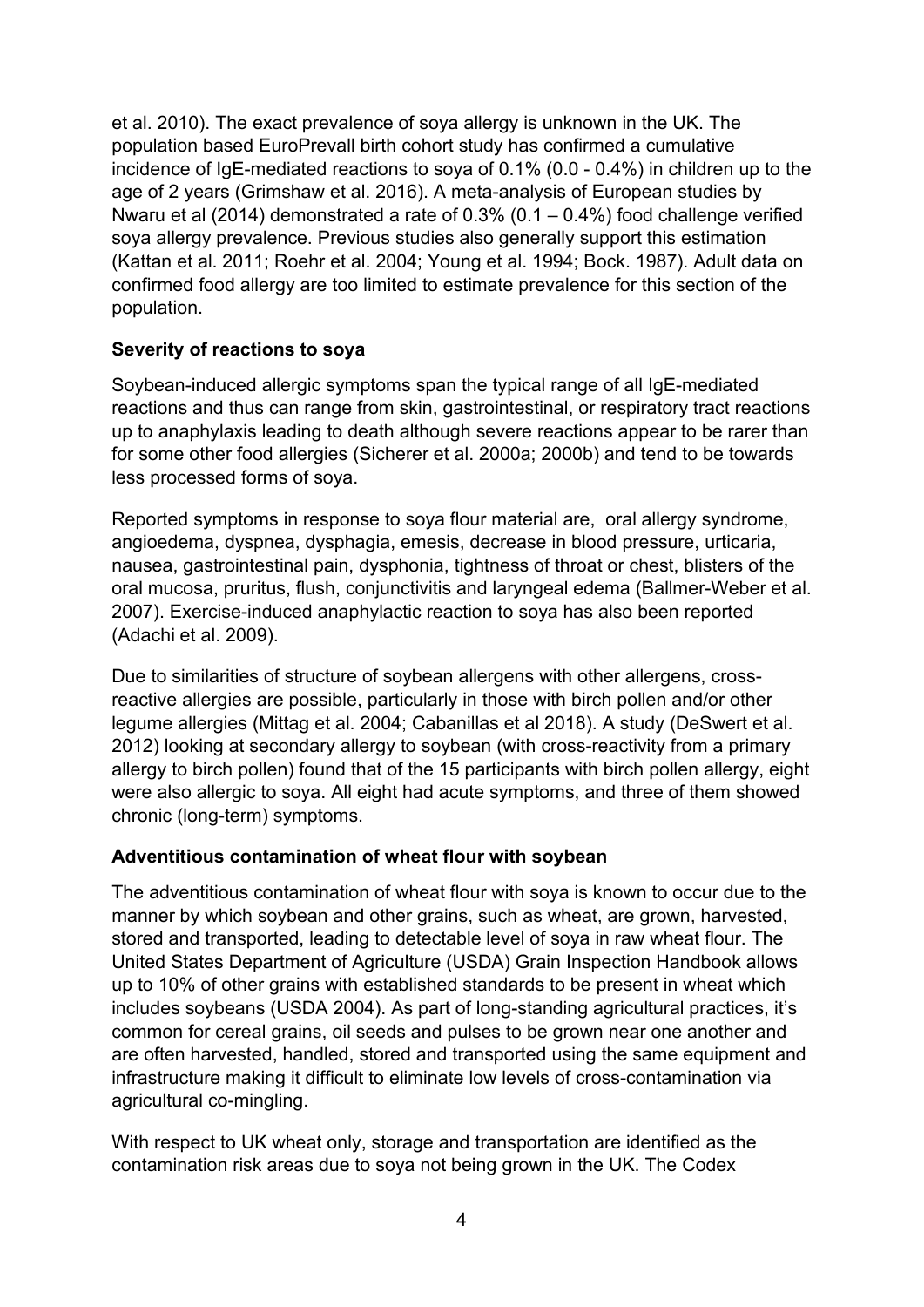et al. 2010). The exact prevalence of soya allergy is unknown in the UK. The population based EuroPrevall birth cohort study has confirmed a cumulative incidence of IgE-mediated reactions to soya of 0.1% (0.0 - 0.4%) in children up to the age of 2 years (Grimshaw et al. 2016). A meta-analysis of European studies by Nwaru et al (2014) demonstrated a rate of 0.3% (0.1 – 0.4%) food challenge verified soya allergy prevalence. Previous studies also generally support this estimation (Kattan et al. 2011; Roehr et al. 2004; Young et al. 1994; Bock. 1987). Adult data on confirmed food allergy are too limited to estimate prevalence for this section of the population.

**Severity of reactions to soya**

Soybean-induced allergic symptoms span the typical range of all IgE-mediated reactions and thus can range from skin, gastrointestinal, or respiratory tract reactions up to anaphylaxis leading to death although severe reactions appear to be rarer than for some other food allergies (Sicherer et al. 2000a; 2000b) and tend to be towards less processed forms of soya.

Reported symptoms in response to soya flour material are, oral allergy syndrome, angioedema, dyspnea, dysphagia, emesis, decrease in blood pressure, urticaria, nausea, gastrointestinal pain, dysphonia, tightness of throat or chest, blisters of the oral mucosa, pruritus, flush, conjunctivitis and laryngeal edema (Ballmer-Weber et al. 2007). Exercise-induced anaphylactic reaction to soya has also been reported (Adachi et al. 2009).

Due to similarities of structure of soybean allergens with other allergens, cross-reactive allergies are possible, particularly in those with birch pollen and/or other legume allergies (Mittag et al. 2004; Cabanillas et al 2018). A study (DeSwert et al. 2012) looking at secondary allergy to soybean (with cross-reactivity from a primary allergy to birch pollen) found that of the 15 participants with birch pollen allergy, eight were also allergic to soya. All eight had acute symptoms, and three of them showed chronic (long-term) symptoms.

**Adventitious contamination of wheat flour with soybean**

The adventitious contamination of wheat flour with soya is known to occur due to the manner by which soybean and other grains, such as wheat, are grown, harvested, stored and transported, leading to detectable level of soya in raw wheat flour. The United States Department of Agriculture (USDA) Grain Inspection Handbook allows up to 10% of other grains with established standards to be present in wheat which includes soybeans (USDA 2004). As part of long-standing agricultural practices, it's common for cereal grains, oil seeds and pulses to be grown near one another and are often harvested, handled, stored and transported using the same equipment and infrastructure making it difficult to eliminate low levels of cross-contamination via agricultural co-mingling.

With respect to UK wheat only, storage and transportation are identified as the contamination risk areas due to soya not being grown in the UK. The Codex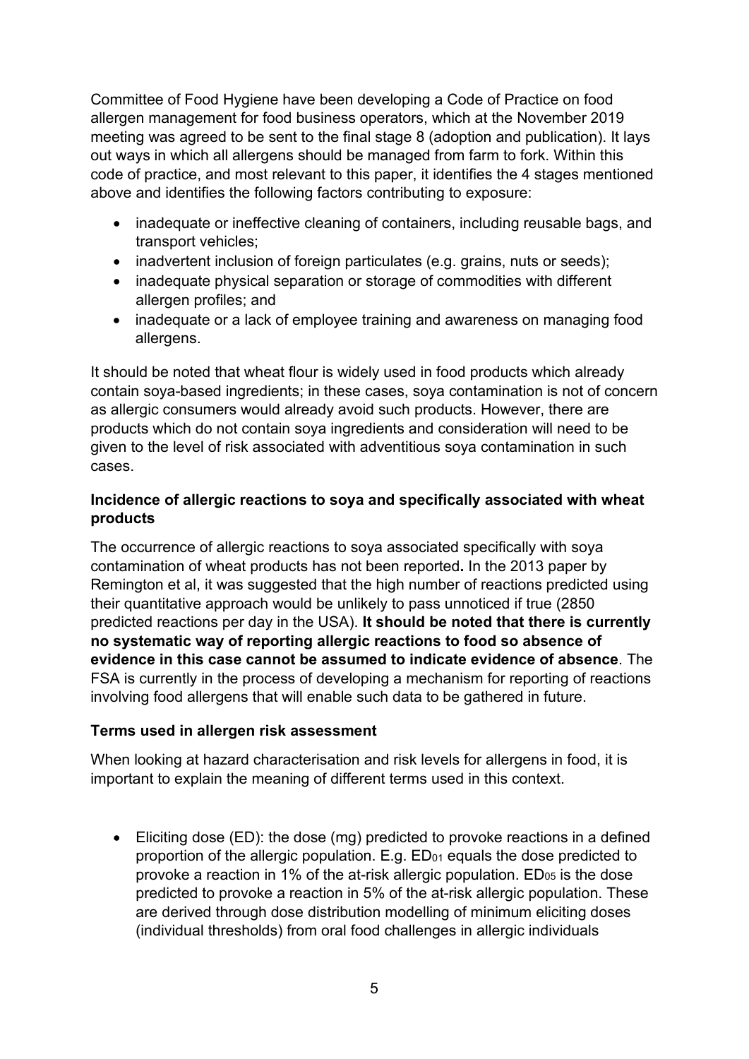Committee of Food Hygiene have been developing a Code of Practice on food allergen management for food business operators, which at the November 2019 meeting was agreed to be sent to the final stage 8 (adoption and publication). It lays out ways in which all allergens should be managed from farm to fork. Within this code of practice, and most relevant to this paper, it identifies the 4 stages mentioned above and identifies the following factors contributing to exposure:

- inadequate or ineffective cleaning of containers, including reusable bags, and transport vehicles;
- inadvertent inclusion of foreign particulates (e.g. grains, nuts or seeds);
- inadequate physical separation or storage of commodities with different allergen profiles; and
- inadequate or a lack of employee training and awareness on managing food allergens.

It should be noted that wheat flour is widely used in food products which already contain soya-based ingredients; in these cases, soya contamination is not of concern as allergic consumers would already avoid such products. However, there are products which do not contain soya ingredients and consideration will need to be given to the level of risk associated with adventitious soya contamination in such cases.

**Incidence of allergic reactions to soya and specifically associated with wheat products**

The occurrence of allergic reactions to soya associated specifically with soya contamination of wheat products has not been reported**.** In the 2013 paper by Remington et al, it was suggested that the high number of reactions predicted using their quantitative approach would be unlikely to pass unnoticed if true (2850 predicted reactions per day in the USA). **It should be noted that there is currently no systematic way of reporting allergic reactions to food so absence of evidence in this case cannot be assumed to indicate evidence of absence**. The FSA is currently in the process of developing a mechanism for reporting of reactions involving food allergens that will enable such data to be gathered in future.

**Terms used in allergen risk assessment**

When looking at hazard characterisation and risk levels for allergens in food, it is important to explain the meaning of different terms used in this context.

- Eliciting dose (ED): the dose (mg) predicted to provoke reactions in a defined proportion of the allergic population. E.g. $ED_{01}$ equals the dose predicted to provoke a reaction in 1% of the at-risk allergic population. $ED_{05}$ is the dose predicted to provoke a reaction in 5% of the at-risk allergic population. These are derived through dose distribution modelling of minimum eliciting doses (individual thresholds) from oral food challenges in allergic individuals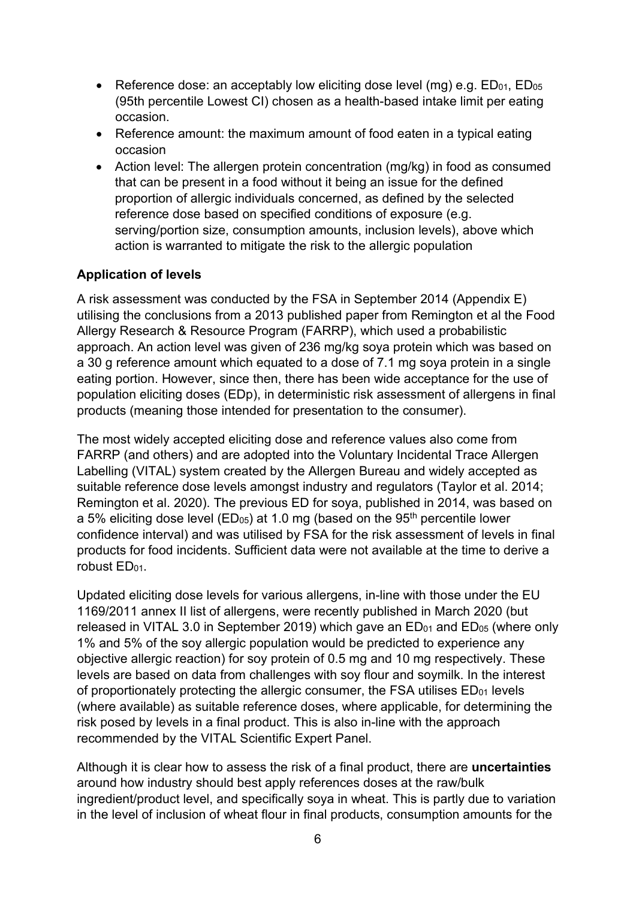- Reference dose: an acceptably low eliciting dose level (mg) e.g. $ED_{01}$, $ED_{05}$ (95th percentile Lowest CI) chosen as a health-based intake limit per eating occasion.
- Reference amount: the maximum amount of food eaten in a typical eating occasion
- Action level: The allergen protein concentration (mg/kg) in food as consumed that can be present in a food without it being an issue for the defined proportion of allergic individuals concerned, as defined by the selected reference dose based on specified conditions of exposure (e.g. serving/portion size, consumption amounts, inclusion levels), above which action is warranted to mitigate the risk to the allergic population

**Application of levels**

A risk assessment was conducted by the FSA in September 2014 (Appendix E) utilising the conclusions from a 2013 published paper from Remington et al the Food Allergy Research & Resource Program (FARRP), which used a probabilistic approach. An action level was given of 236 mg/kg soya protein which was based on a 30 g reference amount which equated to a dose of 7.1 mg soya protein in a single eating portion. However, since then, there has been wide acceptance for the use of population eliciting doses (EDp), in deterministic risk assessment of allergens in final products (meaning those intended for presentation to the consumer).

The most widely accepted eliciting dose and reference values also come from FARRP (and others) and are adopted into the Voluntary Incidental Trace Allergen Labelling (VITAL) system created by the Allergen Bureau and widely accepted as suitable reference dose levels amongst industry and regulators (Taylor et al. 2014; Remington et al. 2020). The previous ED for soya, published in 2014, was based on a 5% eliciting dose level ($ED_{05}$) at 1.0 mg (based on the $95^{th}$ percentile lower confidence interval) and was utilised by FSA for the risk assessment of levels in final products for food incidents. Sufficient data were not available at the time to derive a robust $ED_{01}$.

Updated eliciting dose levels for various allergens, in-line with those under the EU 1169/2011 annex II list of allergens, were recently published in March 2020 (but released in VITAL 3.0 in September 2019) which gave an $ED_{01}$ and $ED_{05}$ (where only 1% and 5% of the soy allergic population would be predicted to experience any objective allergic reaction) for soy protein of 0.5 mg and 10 mg respectively. These levels are based on data from challenges with soy flour and soymilk. In the interest of proportionately protecting the allergic consumer, the FSA utilises $ED_{01}$ levels (where available) as suitable reference doses, where applicable, for determining the risk posed by levels in a final product. This is also in-line with the approach recommended by the VITAL Scientific Expert Panel.

Although it is clear how to assess the risk of a final product, there are **uncertainties** around how industry should best apply references doses at the raw/bulk ingredient/product level, and specifically soya in wheat. This is partly due to variation in the level of inclusion of wheat flour in final products, consumption amounts for the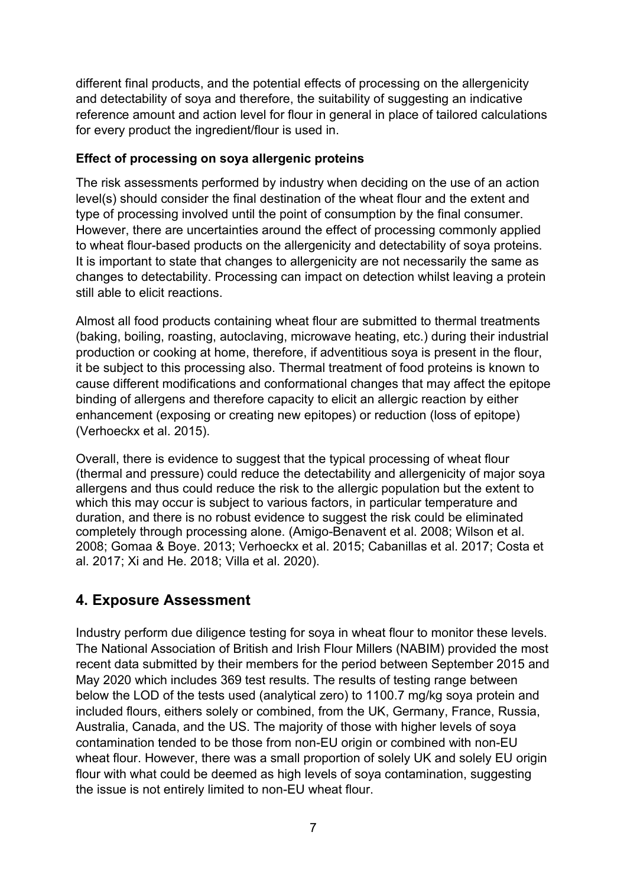different final products, and the potential effects of processing on the allergenicity and detectability of soya and therefore, the suitability of suggesting an indicative reference amount and action level for flour in general in place of tailored calculations for every product the ingredient/flour is used in.

**Effect of processing on soya allergenic proteins**

The risk assessments performed by industry when deciding on the use of an action level(s) should consider the final destination of the wheat flour and the extent and type of processing involved until the point of consumption by the final consumer. However, there are uncertainties around the effect of processing commonly applied to wheat flour-based products on the allergenicity and detectability of soya proteins. It is important to state that changes to allergenicity are not necessarily the same as changes to detectability. Processing can impact on detection whilst leaving a protein still able to elicit reactions.

Almost all food products containing wheat flour are submitted to thermal treatments (baking, boiling, roasting, autoclaving, microwave heating, etc.) during their industrial production or cooking at home, therefore, if adventitious soya is present in the flour, it be subject to this processing also. Thermal treatment of food proteins is known to cause different modifications and conformational changes that may affect the epitope binding of allergens and therefore capacity to elicit an allergic reaction by either enhancement (exposing or creating new epitopes) or reduction (loss of epitope) (Verhoeckx et al. 2015).

Overall, there is evidence to suggest that the typical processing of wheat flour (thermal and pressure) could reduce the detectability and allergenicity of major soya allergens and thus could reduce the risk to the allergic population but the extent to which this may occur is subject to various factors, in particular temperature and duration, and there is no robust evidence to suggest the risk could be eliminated completely through processing alone. (Amigo-Benavent et al. 2008; Wilson et al. 2008; Gomaa & Boye. 2013; Verhoeckx et al. 2015; Cabanillas et al. 2017; Costa et al. 2017; Xi and He. 2018; Villa et al. 2020).

## 4. Exposure Assessment

Industry perform due diligence testing for soya in wheat flour to monitor these levels. The National Association of British and Irish Flour Millers (NABIM) provided the most recent data submitted by their members for the period between September 2015 and May 2020 which includes 369 test results. The results of testing range between below the LOD of the tests used (analytical zero) to 1100.7 mg/kg soya protein and included flours, eithers solely or combined, from the UK, Germany, France, Russia, Australia, Canada, and the US. The majority of those with higher levels of soya contamination tended to be those from non-EU origin or combined with non-EU wheat flour. However, there was a small proportion of solely UK and solely EU origin flour with what could be deemed as high levels of soya contamination, suggesting the issue is not entirely limited to non-EU wheat flour.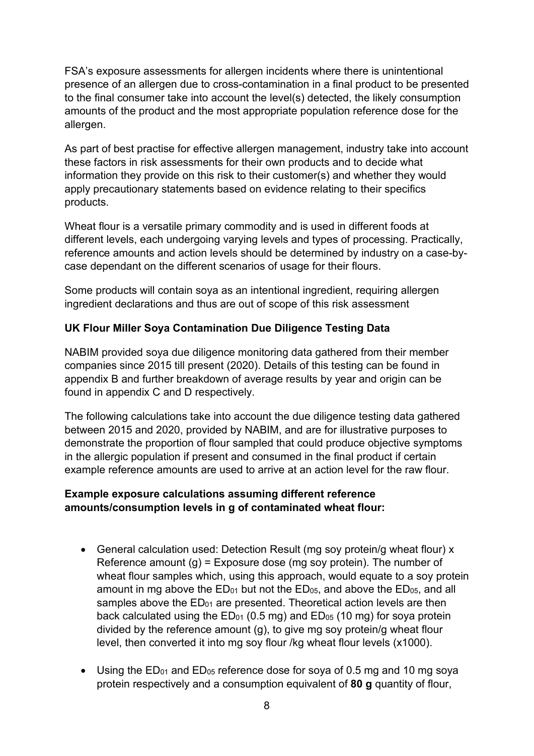FSA's exposure assessments for allergen incidents where there is unintentional presence of an allergen due to cross-contamination in a final product to be presented to the final consumer take into account the level(s) detected, the likely consumption amounts of the product and the most appropriate population reference dose for the allergen.

As part of best practise for effective allergen management, industry take into account these factors in risk assessments for their own products and to decide what information they provide on this risk to their customer(s) and whether they would apply precautionary statements based on evidence relating to their specifics products.

Wheat flour is a versatile primary commodity and is used in different foods at different levels, each undergoing varying levels and types of processing. Practically, reference amounts and action levels should be determined by industry on a case-by-case dependant on the different scenarios of usage for their flours.

Some products will contain soya as an intentional ingredient, requiring allergen ingredient declarations and thus are out of scope of this risk assessment

**UK Flour Miller Soya Contamination Due Diligence Testing Data**

NABIM provided soya due diligence monitoring data gathered from their member companies since 2015 till present (2020). Details of this testing can be found in appendix B and further breakdown of average results by year and origin can be found in appendix C and D respectively.

The following calculations take into account the due diligence testing data gathered between 2015 and 2020, provided by NABIM, and are for illustrative purposes to demonstrate the proportion of flour sampled that could produce objective symptoms in the allergic population if present and consumed in the final product if certain example reference amounts are used to arrive at an action level for the raw flour.

**Example exposure calculations assuming different reference amounts/consumption levels in g of contaminated wheat flour:**

- General calculation used: Detection Result (mg soy protein/g wheat flour) x Reference amount (g) = Exposure dose (mg soy protein). The number of wheat flour samples which, using this approach, would equate to a soy protein amount in mg above the $ED_{01}$ but not the $ED_{05}$, and above the $ED_{05}$, and all samples above the $ED_{01}$ are presented. Theoretical action levels are then back calculated using the $ED_{01}$ (0.5 mg) and $ED_{05}$ (10 mg) for soya protein divided by the reference amount (g), to give mg soy protein/g wheat flour level, then converted it into mg soy flour /kg wheat flour levels (x1000).
- Using the $ED_{01}$ and $ED_{05}$ reference dose for soya of 0.5 mg and 10 mg soya protein respectively and a consumption equivalent of **80 g** quantity of flour,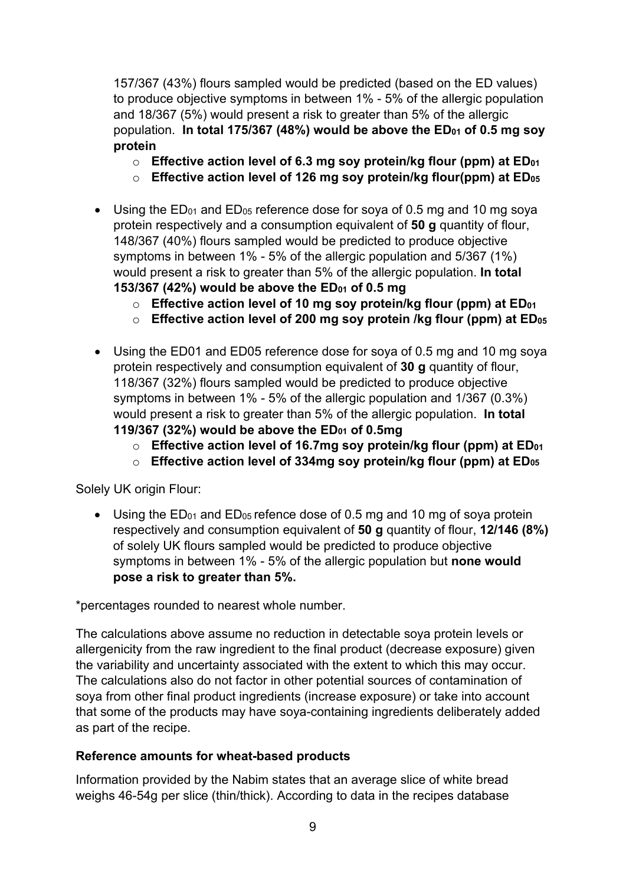157/367 (43%) flours sampled would be predicted (based on the ED values) to produce objective symptoms in between 1% - 5% of the allergic population and 18/367 (5%) would present a risk to greater than 5% of the allergic population. **In total 175/367 (48%) would be above the $ED_{01}$ of 0.5 mg soy protein**

- **Effective action level of 6.3 mg soy protein/kg flour (ppm) at $ED_{01}$**
- **Effective action level of 126 mg soy protein/kg flour(ppm) at $ED_{05}$**

- Using the $ED_{01}$ and $ED_{05}$ reference dose for soya of 0.5 mg and 10 mg soya protein respectively and a consumption equivalent of **50 g** quantity of flour, 148/367 (40%) flours sampled would be predicted to produce objective symptoms in between 1% - 5% of the allergic population and 5/367 (1%) would present a risk to greater than 5% of the allergic population. **In total 153/367 (42%) would be above the $ED_{01}$ of 0.5 mg**
  - **Effective action level of 10 mg soy protein/kg flour (ppm) at $ED_{01}$**
  - **Effective action level of 200 mg soy protein /kg flour (ppm) at $ED_{05}$**

- Using the ED01 and ED05 reference dose for soya of 0.5 mg and 10 mg soya protein respectively and consumption equivalent of **30 g** quantity of flour, 118/367 (32%) flours sampled would be predicted to produce objective symptoms in between 1% - 5% of the allergic population and 1/367 (0.3%) would present a risk to greater than 5% of the allergic population. **In total 119/367 (32%) would be above the $ED_{01}$ of 0.5mg**
  - **Effective action level of 16.7mg soy protein/kg flour (ppm) at $ED_{01}$**
  - **Effective action level of 334mg soy protein/kg flour (ppm) at $ED_{05}$**

Solely UK origin Flour:

- Using the $ED_{01}$ and $ED_{05}$ refence dose of 0.5 mg and 10 mg of soya protein respectively and consumption equivalent of **50 g** quantity of flour, **12/146 (8%)** of solely UK flours sampled would be predicted to produce objective symptoms in between 1% - 5% of the allergic population but **none would pose a risk to greater than 5%.**

*percentages rounded to nearest whole number.

The calculations above assume no reduction in detectable soya protein levels or allergenicity from the raw ingredient to the final product (decrease exposure) given the variability and uncertainty associated with the extent to which this may occur. The calculations also do not factor in other potential sources of contamination of soya from other final product ingredients (increase exposure) or take into account that some of the products may have soya-containing ingredients deliberately added as part of the recipe.

**Reference amounts for wheat-based products**

Information provided by the Nabim states that an average slice of white bread weighs 46-54g per slice (thin/thick). According to data in the recipes database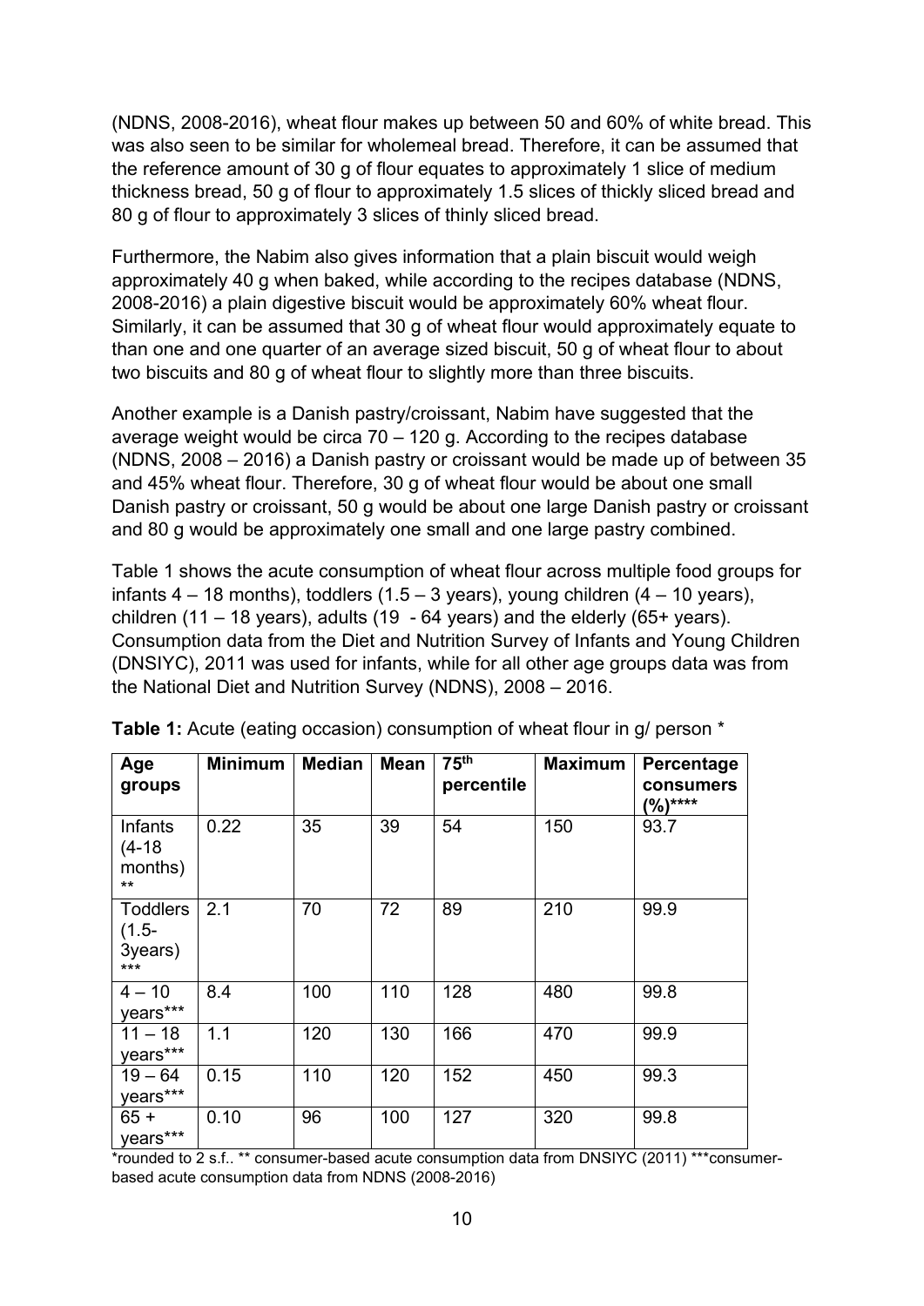(NDNS, 2008-2016), wheat flour makes up between 50 and 60% of white bread. This was also seen to be similar for wholemeal bread. Therefore, it can be assumed that the reference amount of 30 g of flour equates to approximately 1 slice of medium thickness bread, 50 g of flour to approximately 1.5 slices of thickly sliced bread and 80 g of flour to approximately 3 slices of thinly sliced bread.

Furthermore, the Nabim also gives information that a plain biscuit would weigh approximately 40 g when baked, while according to the recipes database (NDNS, 2008-2016) a plain digestive biscuit would be approximately 60% wheat flour. Similarly, it can be assumed that 30 g of wheat flour would approximately equate to than one and one quarter of an average sized biscuit, 50 g of wheat flour to about two biscuits and 80 g of wheat flour to slightly more than three biscuits.

Another example is a Danish pastry/croissant, Nabim have suggested that the average weight would be circa 70 – 120 g. According to the recipes database (NDNS, 2008 – 2016) a Danish pastry or croissant would be made up of between 35 and 45% wheat flour. Therefore, 30 g of wheat flour would be about one small Danish pastry or croissant, 50 g would be about one large Danish pastry or croissant and 80 g would be approximately one small and one large pastry combined.

Table 1 shows the acute consumption of wheat flour across multiple food groups for infants 4 – 18 months), toddlers (1.5 – 3 years), young children (4 – 10 years), children (11 – 18 years), adults (19 - 64 years) and the elderly (65+ years). Consumption data from the Diet and Nutrition Survey of Infants and Young Children (DNSIYC), 2011 was used for infants, while for all other age groups data was from the National Diet and Nutrition Survey (NDNS), 2008 – 2016.

**Table 1:** Acute (eating occasion) consumption of wheat flour in g/ person *

| Age groups | Minimum | Median | Mean | 75$^{th}$ percentile | Maximum | Percentage consumers (%)**** |
|---|---|---|---|---|---|---|
| Infants (4-18 months) ** | 0.22 | 35 | 39 | 54 | 150 | 93.7 |
| Toddlers (1.5-3years) *** | 2.1 | 70 | 72 | 89 | 210 | 99.9 |
| 4 – 10 years*** | 8.4 | 100 | 110 | 128 | 480 | 99.8 |
| 11 – 18 years*** | 1.1 | 120 | 130 | 166 | 470 | 99.9 |
| 19 – 64 years*** | 0.15 | 110 | 120 | 152 | 450 | 99.3 |
| 65 + years*** | 0.10 | 96 | 100 | 127 | 320 | 99.8 |

*rounded to 2 s.f.. ** consumer-based acute consumption data from DNSIYC (2011) ***consumer-based acute consumption data from NDNS (2008-2016)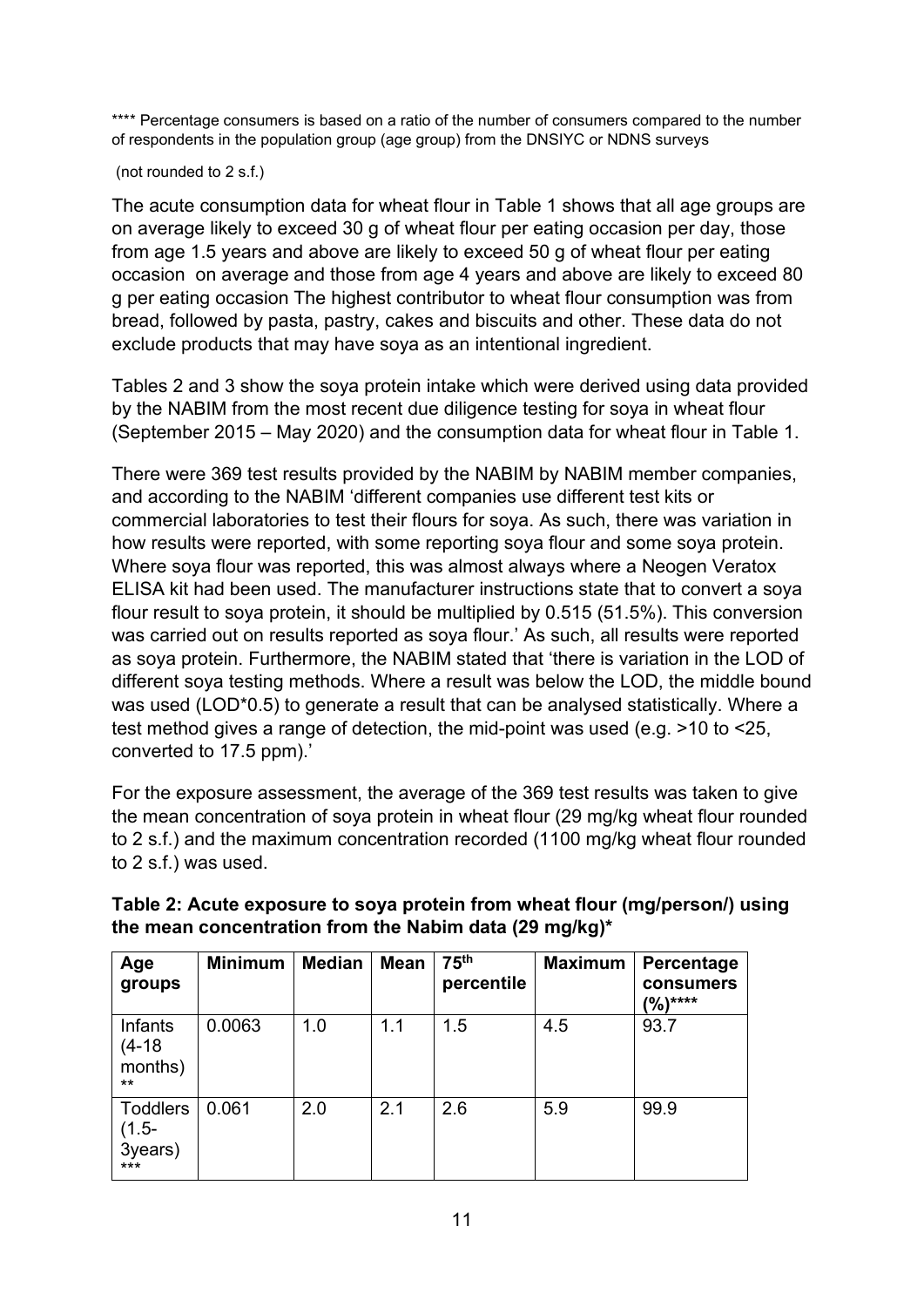**** Percentage consumers is based on a ratio of the number of consumers compared to the number of respondents in the population group (age group) from the DNSIYC or NDNS surveys

(not rounded to 2 s.f.)

The acute consumption data for wheat flour in Table 1 shows that all age groups are on average likely to exceed 30 g of wheat flour per eating occasion per day, those from age 1.5 years and above are likely to exceed 50 g of wheat flour per eating occasion on average and those from age 4 years and above are likely to exceed 80 g per eating occasion The highest contributor to wheat flour consumption was from bread, followed by pasta, pastry, cakes and biscuits and other. These data do not exclude products that may have soya as an intentional ingredient.

Tables 2 and 3 show the soya protein intake which were derived using data provided by the NABIM from the most recent due diligence testing for soya in wheat flour (September 2015 – May 2020) and the consumption data for wheat flour in Table 1.

There were 369 test results provided by the NABIM by NABIM member companies, and according to the NABIM 'different companies use different test kits or commercial laboratories to test their flours for soya. As such, there was variation in how results were reported, with some reporting soya flour and some soya protein. Where soya flour was reported, this was almost always where a Neogen Veratox ELISA kit had been used. The manufacturer instructions state that to convert a soya flour result to soya protein, it should be multiplied by 0.515 (51.5%). This conversion was carried out on results reported as soya flour.' As such, all results were reported as soya protein. Furthermore, the NABIM stated that 'there is variation in the LOD of different soya testing methods. Where a result was below the LOD, the middle bound was used (LOD*0.5) to generate a result that can be analysed statistically. Where a test method gives a range of detection, the mid-point was used (e.g. >10 to <25, converted to 17.5 ppm).'

For the exposure assessment, the average of the 369 test results was taken to give the mean concentration of soya protein in wheat flour (29 mg/kg wheat flour rounded to 2 s.f.) and the maximum concentration recorded (1100 mg/kg wheat flour rounded to 2 s.f.) was used.

**Table 2: Acute exposure to soya protein from wheat flour (mg/person/) using the mean concentration from the Nabim data (29 mg/kg)***

| Age groups | Minimum | Median | Mean | 75th percentile | Maximum | Percentage consumers (%)**** |
|---|---|---|---|---|---|---|
| Infants (4-18 months) ** | 0.0063 | 1.0 | 1.1 | 1.5 | 4.5 | 93.7 |
| Toddlers (1.5-3years) *** | 0.061 | 2.0 | 2.1 | 2.6 | 5.9 | 99.9 |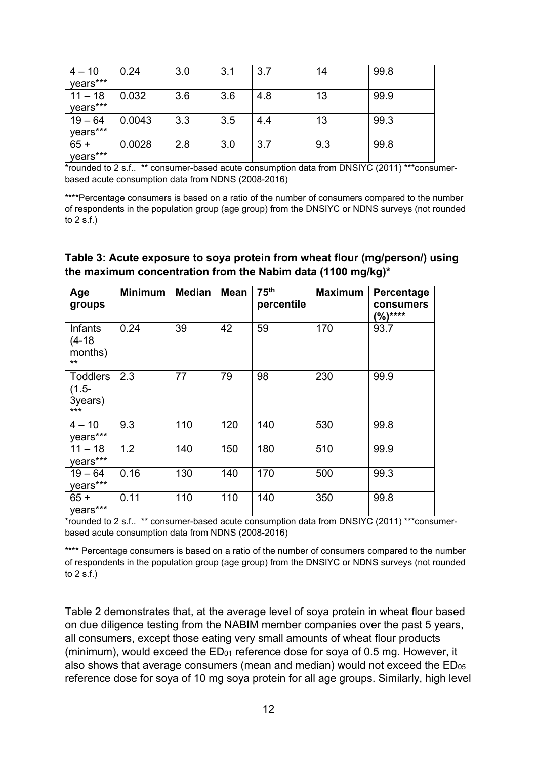| | | | | | | |
|---|---|---|---|---|---|---|
| 4 – 10 years*** | 0.24 | 3.0 | 3.1 | 3.7 | 14 | 99.8 |
| 11 – 18 years*** | 0.032 | 3.6 | 3.6 | 4.8 | 13 | 99.9 |
| 19 – 64 years*** | 0.0043 | 3.3 | 3.5 | 4.4 | 13 | 99.3 |
| 65 + years*** | 0.0028 | 2.8 | 3.0 | 3.7 | 9.3 | 99.8 |

*rounded to 2 s.f.. ** consumer-based acute consumption data from DNSIYC (2011) ***consumer-based acute consumption data from NDNS (2008-2016)

****Percentage consumers is based on a ratio of the number of consumers compared to the number of respondents in the population group (age group) from the DNSIYC or NDNS surveys (not rounded to 2 s.f.)

**Table 3: Acute exposure to soya protein from wheat flour (mg/person/) using the maximum concentration from the Nabim data (1100 mg/kg)***

| Age groups | Minimum | Median | Mean | 75th percentile | Maximum | Percentage consumers (%)**** |
|---|---|---|---|---|---|---|
| Infants (4-18 months) ** | 0.24 | 39 | 42 | 59 | 170 | 93.7 |
| Toddlers (1.5-3years) *** | 2.3 | 77 | 79 | 98 | 230 | 99.9 |
| 4 – 10 years*** | 9.3 | 110 | 120 | 140 | 530 | 99.8 |
| 11 – 18 years*** | 1.2 | 140 | 150 | 180 | 510 | 99.9 |
| 19 – 64 years*** | 0.16 | 130 | 140 | 170 | 500 | 99.3 |
| 65 + years*** | 0.11 | 110 | 110 | 140 | 350 | 99.8 |

*rounded to 2 s.f.. ** consumer-based acute consumption data from DNSIYC (2011) ***consumer-based acute consumption data from NDNS (2008-2016)

**** Percentage consumers is based on a ratio of the number of consumers compared to the number of respondents in the population group (age group) from the DNSIYC or NDNS surveys (not rounded to 2 s.f.)

Table 2 demonstrates that, at the average level of soya protein in wheat flour based on due diligence testing from the NABIM member companies over the past 5 years, all consumers, except those eating very small amounts of wheat flour products (minimum), would exceed the $ED_{01}$ reference dose for soya of 0.5 mg. However, it also shows that average consumers (mean and median) would not exceed the $ED_{05}$ reference dose for soya of 10 mg soya protein for all age groups. Similarly, high level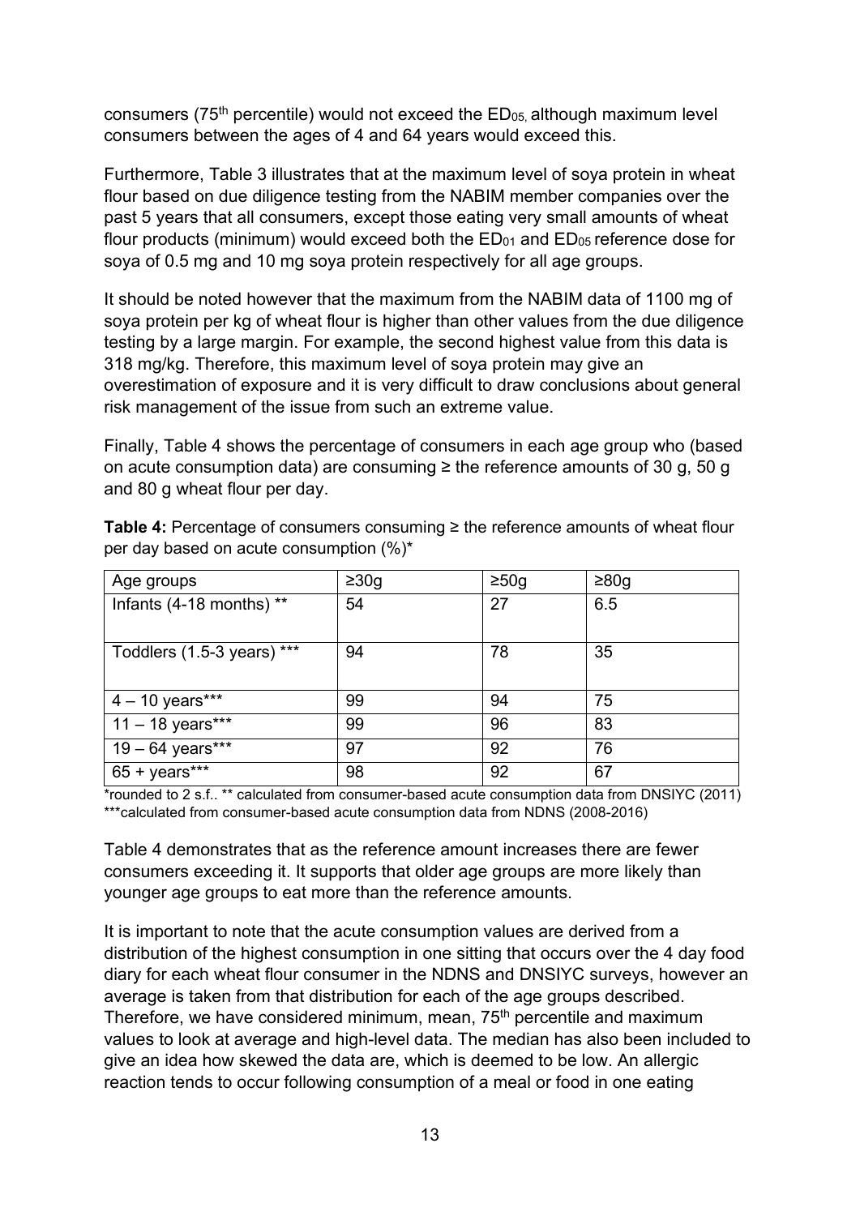consumers (75[th] percentile) would not exceed the $ED_{05}$, although maximum level consumers between the ages of 4 and 64 years would exceed this.

Furthermore, Table 3 illustrates that at the maximum level of soya protein in wheat flour based on due diligence testing from the NABIM member companies over the past 5 years that all consumers, except those eating very small amounts of wheat flour products (minimum) would exceed both the $ED_{01}$ and $ED_{05}$ reference dose for soya of 0.5 mg and 10 mg soya protein respectively for all age groups.

It should be noted however that the maximum from the NABIM data of 1100 mg of soya protein per kg of wheat flour is higher than other values from the due diligence testing by a large margin. For example, the second highest value from this data is 318 mg/kg. Therefore, this maximum level of soya protein may give an overestimation of exposure and it is very difficult to draw conclusions about general risk management of the issue from such an extreme value.

Finally, Table 4 shows the percentage of consumers in each age group who (based on acute consumption data) are consuming ≥ the reference amounts of 30 g, 50 g and 80 g wheat flour per day.

**Table 4:** Percentage of consumers consuming ≥ the reference amounts of wheat flour per day based on acute consumption (%)*

| Age groups | ≥30g | ≥50g | ≥80g |
|---|---|---|---|
| Infants (4-18 months) ** | 54 | 27 | 6.5 |
| Toddlers (1.5-3 years) *** | 94 | 78 | 35 |
| 4 – 10 years*** | 99 | 94 | 75 |
| 11 – 18 years*** | 99 | 96 | 83 |
| 19 – 64 years*** | 97 | 92 | 76 |
| 65 + years*** | 98 | 92 | 67 |

*rounded to 2 s.f.. ** calculated from consumer-based acute consumption data from DNSIYC (2011) ***calculated from consumer-based acute consumption data from NDNS (2008-2016)

Table 4 demonstrates that as the reference amount increases there are fewer consumers exceeding it. It supports that older age groups are more likely than younger age groups to eat more than the reference amounts.

It is important to note that the acute consumption values are derived from a distribution of the highest consumption in one sitting that occurs over the 4 day food diary for each wheat flour consumer in the NDNS and DNSIYC surveys, however an average is taken from that distribution for each of the age groups described. Therefore, we have considered minimum, mean, 75[th] percentile and maximum values to look at average and high-level data. The median has also been included to give an idea how skewed the data are, which is deemed to be low. An allergic reaction tends to occur following consumption of a meal or food in one eating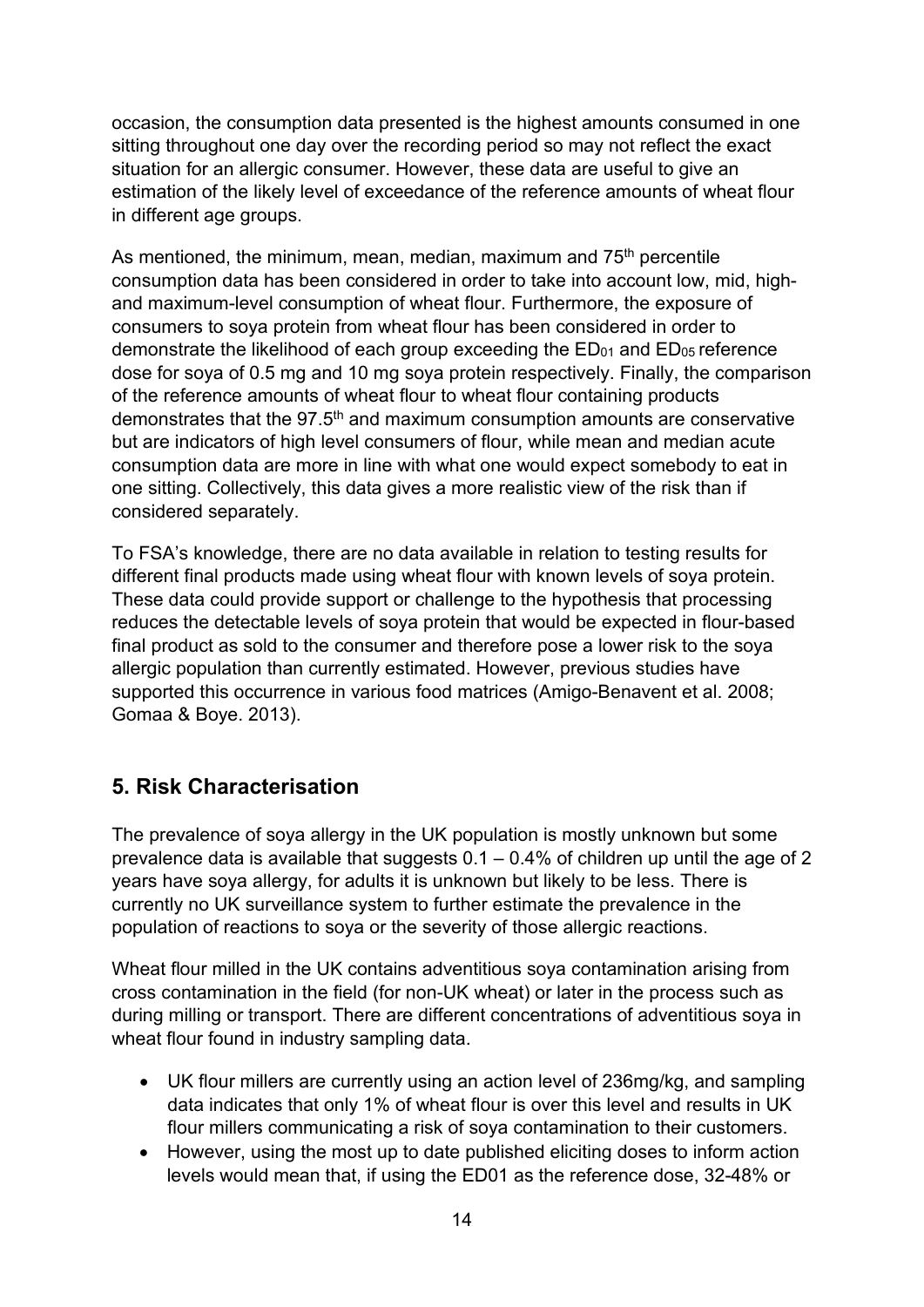occasion, the consumption data presented is the highest amounts consumed in one sitting throughout one day over the recording period so may not reflect the exact situation for an allergic consumer. However, these data are useful to give an estimation of the likely level of exceedance of the reference amounts of wheat flour in different age groups.

As mentioned, the minimum, mean, median, maximum and 75th percentile consumption data has been considered in order to take into account low, mid, high- and maximum-level consumption of wheat flour. Furthermore, the exposure of consumers to soya protein from wheat flour has been considered in order to demonstrate the likelihood of each group exceeding the $ED_{01}$ and $ED_{05}$ reference dose for soya of 0.5 mg and 10 mg soya protein respectively. Finally, the comparison of the reference amounts of wheat flour to wheat flour containing products demonstrates that the 97.5th and maximum consumption amounts are conservative but are indicators of high level consumers of flour, while mean and median acute consumption data are more in line with what one would expect somebody to eat in one sitting. Collectively, this data gives a more realistic view of the risk than if considered separately.

To FSA's knowledge, there are no data available in relation to testing results for different final products made using wheat flour with known levels of soya protein. These data could provide support or challenge to the hypothesis that processing reduces the detectable levels of soya protein that would be expected in flour-based final product as sold to the consumer and therefore pose a lower risk to the soya allergic population than currently estimated. However, previous studies have supported this occurrence in various food matrices (Amigo-Benavent et al. 2008; Gomaa & Boye. 2013).

## 5. Risk Characterisation

The prevalence of soya allergy in the UK population is mostly unknown but some prevalence data is available that suggests 0.1 – 0.4% of children up until the age of 2 years have soya allergy, for adults it is unknown but likely to be less. There is currently no UK surveillance system to further estimate the prevalence in the population of reactions to soya or the severity of those allergic reactions.

Wheat flour milled in the UK contains adventitious soya contamination arising from cross contamination in the field (for non-UK wheat) or later in the process such as during milling or transport. There are different concentrations of adventitious soya in wheat flour found in industry sampling data.

- UK flour millers are currently using an action level of 236mg/kg, and sampling data indicates that only 1% of wheat flour is over this level and results in UK flour millers communicating a risk of soya contamination to their customers.
- However, using the most up to date published eliciting doses to inform action levels would mean that, if using the ED01 as the reference dose, 32-48% or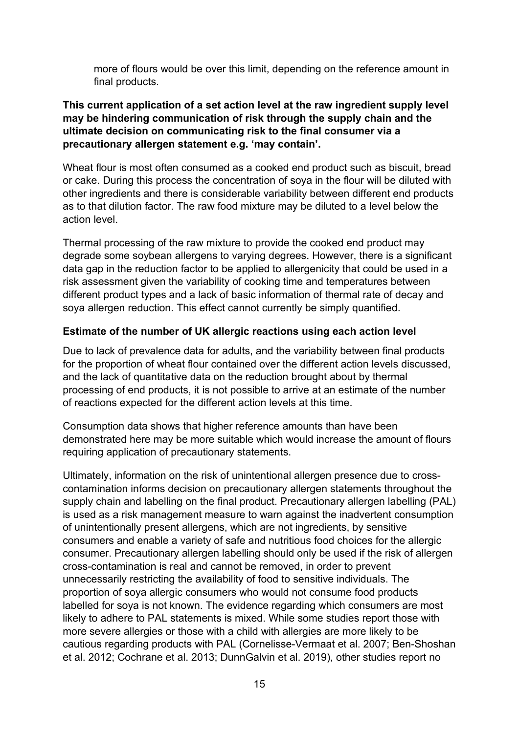more of flours would be over this limit, depending on the reference amount in final products.

**This current application of a set action level at the raw ingredient supply level may be hindering communication of risk through the supply chain and the ultimate decision on communicating risk to the final consumer via a precautionary allergen statement e.g. 'may contain'.**

Wheat flour is most often consumed as a cooked end product such as biscuit, bread or cake. During this process the concentration of soya in the flour will be diluted with other ingredients and there is considerable variability between different end products as to that dilution factor. The raw food mixture may be diluted to a level below the action level.

Thermal processing of the raw mixture to provide the cooked end product may degrade some soybean allergens to varying degrees. However, there is a significant data gap in the reduction factor to be applied to allergenicity that could be used in a risk assessment given the variability of cooking time and temperatures between different product types and a lack of basic information of thermal rate of decay and soya allergen reduction. This effect cannot currently be simply quantified.

### Estimate of the number of UK allergic reactions using each action level

Due to lack of prevalence data for adults, and the variability between final products for the proportion of wheat flour contained over the different action levels discussed, and the lack of quantitative data on the reduction brought about by thermal processing of end products, it is not possible to arrive at an estimate of the number of reactions expected for the different action levels at this time.

Consumption data shows that higher reference amounts than have been demonstrated here may be more suitable which would increase the amount of flours requiring application of precautionary statements.

Ultimately, information on the risk of unintentional allergen presence due to cross-contamination informs decision on precautionary allergen statements throughout the supply chain and labelling on the final product. Precautionary allergen labelling (PAL) is used as a risk management measure to warn against the inadvertent consumption of unintentionally present allergens, which are not ingredients, by sensitive consumers and enable a variety of safe and nutritious food choices for the allergic consumer. Precautionary allergen labelling should only be used if the risk of allergen cross-contamination is real and cannot be removed, in order to prevent unnecessarily restricting the availability of food to sensitive individuals. The proportion of soya allergic consumers who would not consume food products labelled for soya is not known. The evidence regarding which consumers are most likely to adhere to PAL statements is mixed. While some studies report those with more severe allergies or those with a child with allergies are more likely to be cautious regarding products with PAL (Cornelisse-Vermaat et al. 2007; Ben-Shoshan et al. 2012; Cochrane et al. 2013; DunnGalvin et al. 2019), other studies report no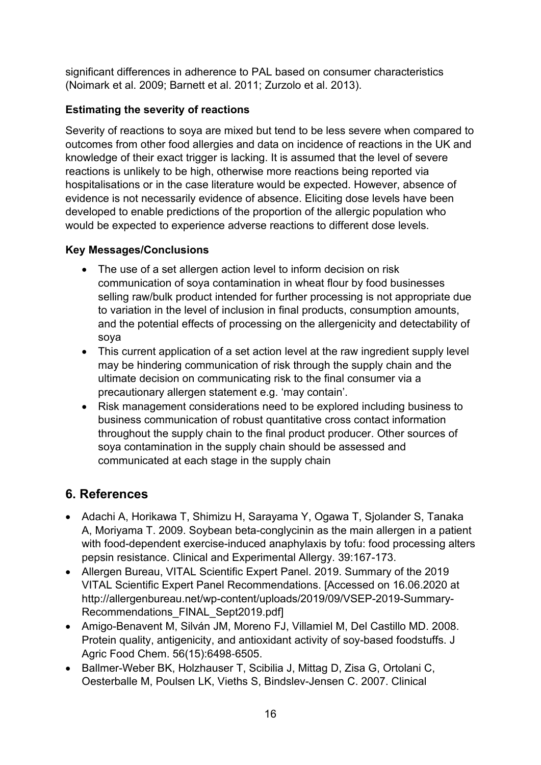significant differences in adherence to PAL based on consumer characteristics (Noimark et al. 2009; Barnett et al. 2011; Zurzolo et al. 2013).

### Estimating the severity of reactions

Severity of reactions to soya are mixed but tend to be less severe when compared to outcomes from other food allergies and data on incidence of reactions in the UK and knowledge of their exact trigger is lacking. It is assumed that the level of severe reactions is unlikely to be high, otherwise more reactions being reported via hospitalisations or in the case literature would be expected. However, absence of evidence is not necessarily evidence of absence. Eliciting dose levels have been developed to enable predictions of the proportion of the allergic population who would be expected to experience adverse reactions to different dose levels.

### Key Messages/Conclusions

- The use of a set allergen action level to inform decision on risk communication of soya contamination in wheat flour by food businesses selling raw/bulk product intended for further processing is not appropriate due to variation in the level of inclusion in final products, consumption amounts, and the potential effects of processing on the allergenicity and detectability of soya
- This current application of a set action level at the raw ingredient supply level may be hindering communication of risk through the supply chain and the ultimate decision on communicating risk to the final consumer via a precautionary allergen statement e.g. 'may contain'.
- Risk management considerations need to be explored including business to business communication of robust quantitative cross contact information throughout the supply chain to the final product producer. Other sources of soya contamination in the supply chain should be assessed and communicated at each stage in the supply chain

## 6. References

- Adachi A, Horikawa T, Shimizu H, Sarayama Y, Ogawa T, Sjolander S, Tanaka A, Moriyama T. 2009. Soybean beta-conglycinin as the main allergen in a patient with food-dependent exercise-induced anaphylaxis by tofu: food processing alters pepsin resistance. Clinical and Experimental Allergy. 39:167-173.
- Allergen Bureau, VITAL Scientific Expert Panel. 2019. Summary of the 2019 VITAL Scientific Expert Panel Recommendations. [Accessed on 16.06.2020 at http://allergenbureau.net/wp-content/uploads/2019/09/VSEP-2019-Summary-Recommendations_FINAL_Sept2019.pdf]
- Amigo-Benavent M, Silván JM, Moreno FJ, Villamiel M, Del Castillo MD. 2008. Protein quality, antigenicity, and antioxidant activity of soy-based foodstuffs. J Agric Food Chem. 56(15):6498-6505.
- Ballmer-Weber BK, Holzhauser T, Scibilia J, Mittag D, Zisa G, Ortolani C, Oesterballe M, Poulsen LK, Vieths S, Bindslev-Jensen C. 2007. Clinical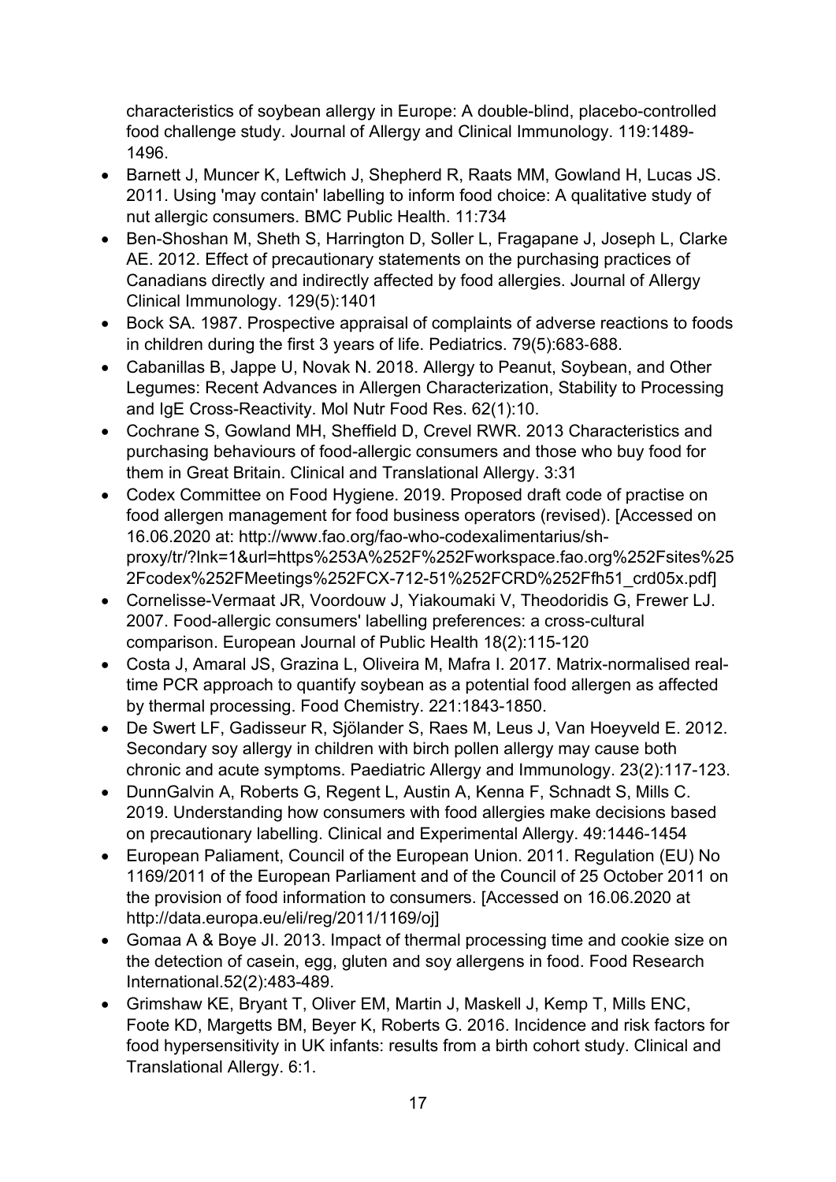characteristics of soybean allergy in Europe: A double-blind, placebo-controlled food challenge study. Journal of Allergy and Clinical Immunology. 119:1489-1496.

- Barnett J, Muncer K, Leftwich J, Shepherd R, Raats MM, Gowland H, Lucas JS. 2011. Using 'may contain' labelling to inform food choice: A qualitative study of nut allergic consumers. BMC Public Health. 11:734
- Ben-Shoshan M, Sheth S, Harrington D, Soller L, Fragapane J, Joseph L, Clarke AE. 2012. Effect of precautionary statements on the purchasing practices of Canadians directly and indirectly affected by food allergies. Journal of Allergy Clinical Immunology. 129(5):1401
- Bock SA. 1987. Prospective appraisal of complaints of adverse reactions to foods in children during the first 3 years of life. Pediatrics. 79(5):683-688.
- Cabanillas B, Jappe U, Novak N. 2018. Allergy to Peanut, Soybean, and Other Legumes: Recent Advances in Allergen Characterization, Stability to Processing and IgE Cross-Reactivity. Mol Nutr Food Res. 62(1):10.
- Cochrane S, Gowland MH, Sheffield D, Crevel RWR. 2013 Characteristics and purchasing behaviours of food-allergic consumers and those who buy food for them in Great Britain. Clinical and Translational Allergy. 3:31
- Codex Committee on Food Hygiene. 2019. Proposed draft code of practise on food allergen management for food business operators (revised). [Accessed on 16.06.2020 at: http://www.fao.org/fao-who-codexalimentarius/sh-proxy/tr/?lnk=1&url=https%253A%252F%252Fworkspace.fao.org%252Fsites%252Fcodex%252FMeetings%252FCX-712-51%252FCRD%252Ffh51_crd05x.pdf]
- Cornelisse-Vermaat JR, Voordouw J, Yiakoumaki V, Theodoridis G, Frewer LJ. 2007. Food-allergic consumers' labelling preferences: a cross-cultural comparison. European Journal of Public Health 18(2):115-120
- Costa J, Amaral JS, Grazina L, Oliveira M, Mafra I. 2017. Matrix-normalised real-time PCR approach to quantify soybean as a potential food allergen as affected by thermal processing. Food Chemistry. 221:1843-1850.
- De Swert LF, Gadisseur R, Sjölander S, Raes M, Leus J, Van Hoeyveld E. 2012. Secondary soy allergy in children with birch pollen allergy may cause both chronic and acute symptoms. Paediatric Allergy and Immunology. 23(2):117-123.
- DunnGalvin A, Roberts G, Regent L, Austin A, Kenna F, Schnadt S, Mills C. 2019. Understanding how consumers with food allergies make decisions based on precautionary labelling. Clinical and Experimental Allergy. 49:1446-1454
- European Paliament, Council of the European Union. 2011. Regulation (EU) No 1169/2011 of the European Parliament and of the Council of 25 October 2011 on the provision of food information to consumers. [Accessed on 16.06.2020 at http://data.europa.eu/eli/reg/2011/1169/oj]
- Gomaa A & Boye JI. 2013. Impact of thermal processing time and cookie size on the detection of casein, egg, gluten and soy allergens in food. Food Research International.52(2):483-489.
- Grimshaw KE, Bryant T, Oliver EM, Martin J, Maskell J, Kemp T, Mills ENC, Foote KD, Margetts BM, Beyer K, Roberts G. 2016. Incidence and risk factors for food hypersensitivity in UK infants: results from a birth cohort study. Clinical and Translational Allergy. 6:1.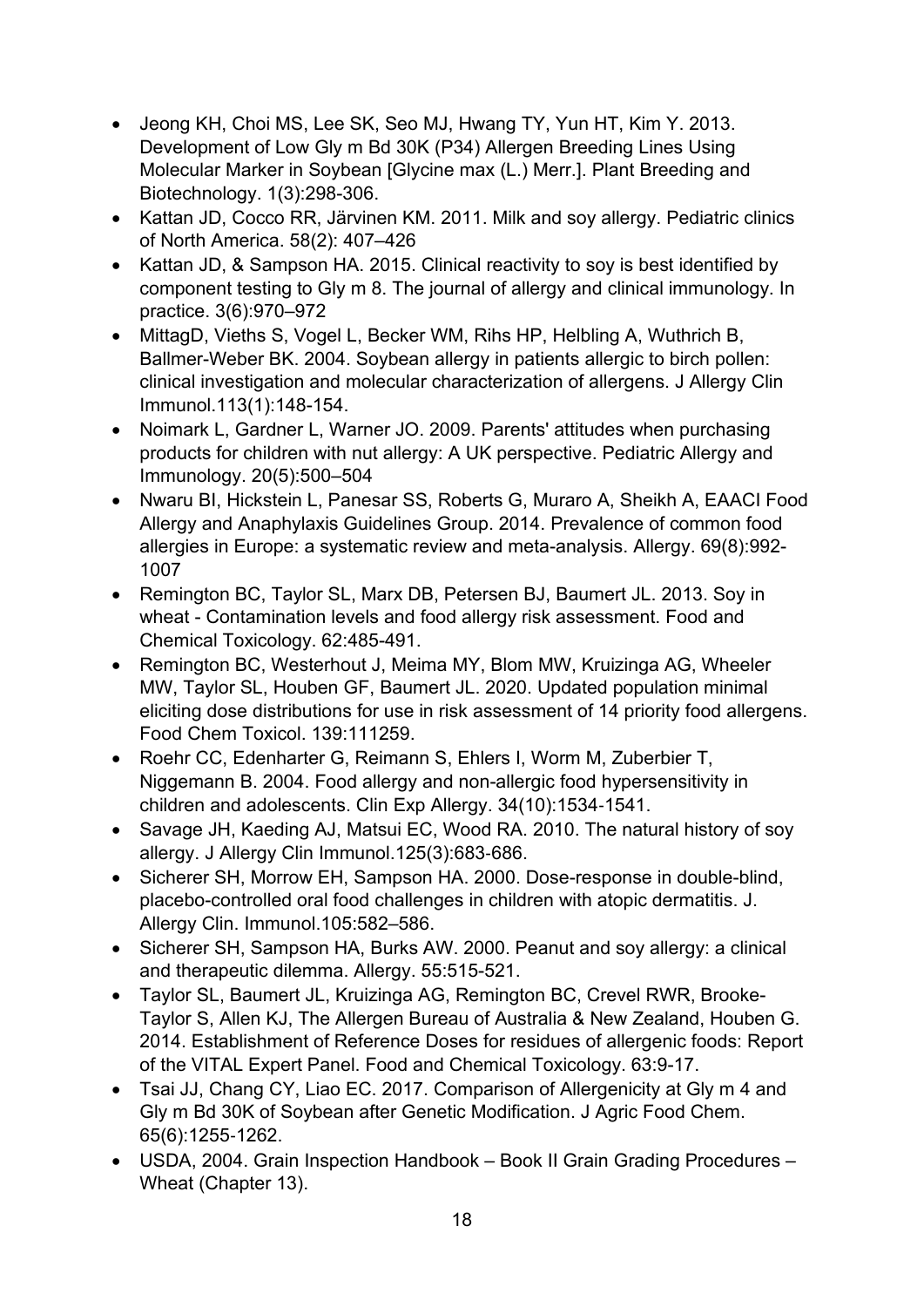- Jeong KH, Choi MS, Lee SK, Seo MJ, Hwang TY, Yun HT, Kim Y. 2013. Development of Low Gly m Bd 30K (P34) Allergen Breeding Lines Using Molecular Marker in Soybean [Glycine max (L.) Merr.]. Plant Breeding and Biotechnology. 1(3):298-306.
- Kattan JD, Cocco RR, Järvinen KM. 2011. Milk and soy allergy. Pediatric clinics of North America. 58(2): 407–426
- Kattan JD, & Sampson HA. 2015. Clinical reactivity to soy is best identified by component testing to Gly m 8. The journal of allergy and clinical immunology. In practice. 3(6):970–972
- MittagD, Vieths S, Vogel L, Becker WM, Rihs HP, Helbling A, Wuthrich B, Ballmer-Weber BK. 2004. Soybean allergy in patients allergic to birch pollen: clinical investigation and molecular characterization of allergens. J Allergy Clin Immunol.113(1):148-154.
- Noimark L, Gardner L, Warner JO. 2009. Parents' attitudes when purchasing products for children with nut allergy: A UK perspective. Pediatric Allergy and Immunology. 20(5):500–504
- Nwaru BI, Hickstein L, Panesar SS, Roberts G, Muraro A, Sheikh A, EAACI Food Allergy and Anaphylaxis Guidelines Group. 2014. Prevalence of common food allergies in Europe: a systematic review and meta-analysis. Allergy. 69(8):992-1007
- Remington BC, Taylor SL, Marx DB, Petersen BJ, Baumert JL. 2013. Soy in wheat - Contamination levels and food allergy risk assessment. Food and Chemical Toxicology. 62:485-491.
- Remington BC, Westerhout J, Meima MY, Blom MW, Kruizinga AG, Wheeler MW, Taylor SL, Houben GF, Baumert JL. 2020. Updated population minimal eliciting dose distributions for use in risk assessment of 14 priority food allergens. Food Chem Toxicol. 139:111259.
- Roehr CC, Edenharter G, Reimann S, Ehlers I, Worm M, Zuberbier T, Niggemann B. 2004. Food allergy and non-allergic food hypersensitivity in children and adolescents. Clin Exp Allergy. 34(10):1534-1541.
- Savage JH, Kaeding AJ, Matsui EC, Wood RA. 2010. The natural history of soy allergy. J Allergy Clin Immunol.125(3):683-686.
- Sicherer SH, Morrow EH, Sampson HA. 2000. Dose-response in double-blind, placebo-controlled oral food challenges in children with atopic dermatitis. J. Allergy Clin. Immunol.105:582–586.
- Sicherer SH, Sampson HA, Burks AW. 2000. Peanut and soy allergy: a clinical and therapeutic dilemma. Allergy. 55:515-521.
- Taylor SL, Baumert JL, Kruizinga AG, Remington BC, Crevel RWR, Brooke-Taylor S, Allen KJ, The Allergen Bureau of Australia & New Zealand, Houben G. 2014. Establishment of Reference Doses for residues of allergenic foods: Report of the VITAL Expert Panel. Food and Chemical Toxicology. 63:9-17.
- Tsai JJ, Chang CY, Liao EC. 2017. Comparison of Allergenicity at Gly m 4 and Gly m Bd 30K of Soybean after Genetic Modification. J Agric Food Chem. 65(6):1255-1262.
- USDA, 2004. Grain Inspection Handbook – Book II Grain Grading Procedures – Wheat (Chapter 13).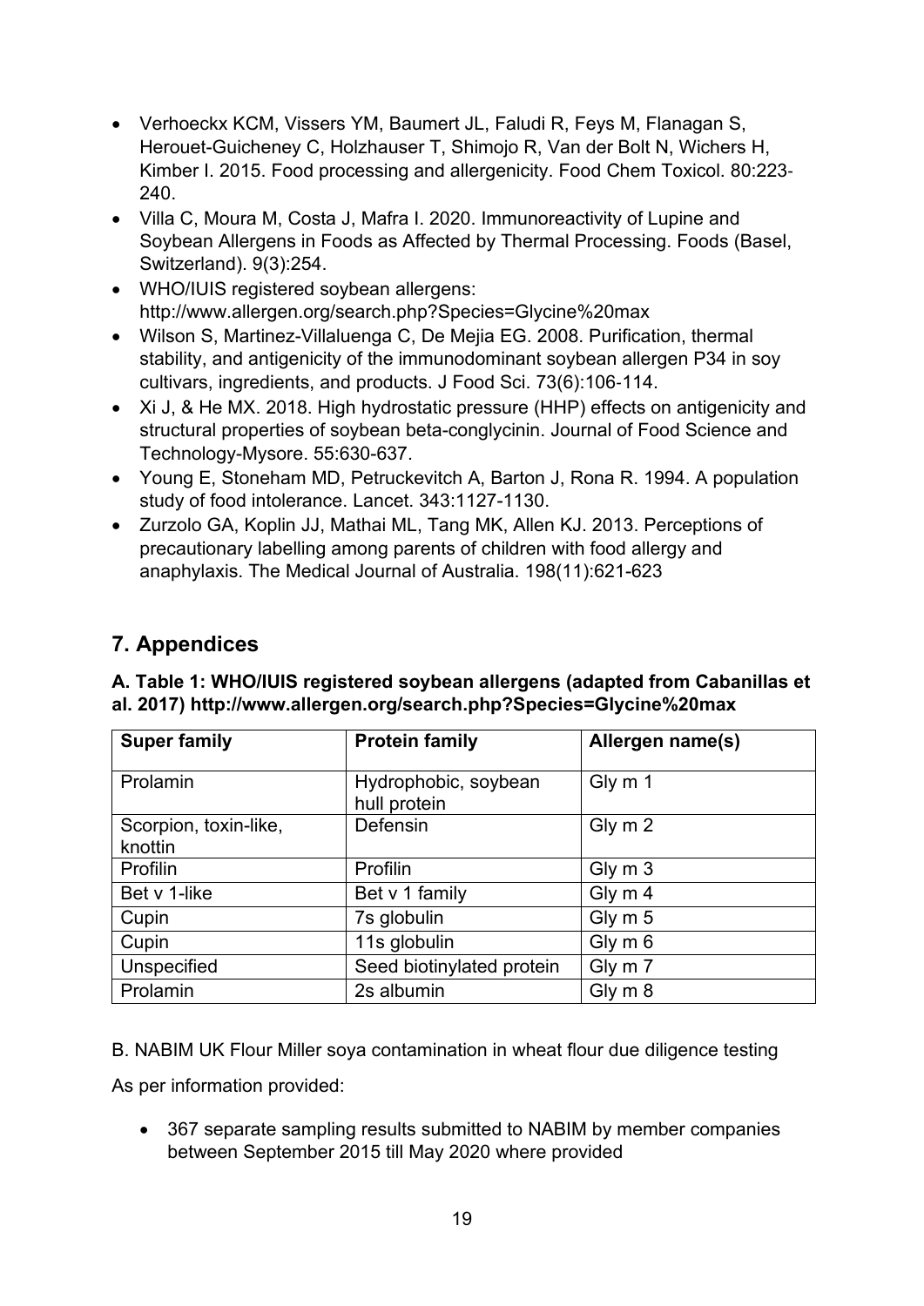- Verhoeckx KCM, Vissers YM, Baumert JL, Faludi R, Feys M, Flanagan S, Herouet-Guicheney C, Holzhauser T, Shimojo R, Van der Bolt N, Wichers H, Kimber I. 2015. Food processing and allergenicity. Food Chem Toxicol. 80:223-240.
- Villa C, Moura M, Costa J, Mafra I. 2020. Immunoreactivity of Lupine and Soybean Allergens in Foods as Affected by Thermal Processing. Foods (Basel, Switzerland). 9(3):254.
- WHO/IUIS registered soybean allergens: http://www.allergen.org/search.php?Species=Glycine%20max
- Wilson S, Martinez-Villaluenga C, De Mejia EG. 2008. Purification, thermal stability, and antigenicity of the immunodominant soybean allergen P34 in soy cultivars, ingredients, and products. J Food Sci. 73(6):106-114.
- Xi J, & He MX. 2018. High hydrostatic pressure (HHP) effects on antigenicity and structural properties of soybean beta-conglycinin. Journal of Food Science and Technology-Mysore. 55:630-637.
- Young E, Stoneham MD, Petruckevitch A, Barton J, Rona R. 1994. A population study of food intolerance. Lancet. 343:1127-1130.
- Zurzolo GA, Koplin JJ, Mathai ML, Tang MK, Allen KJ. 2013. Perceptions of precautionary labelling among parents of children with food allergy and anaphylaxis. The Medical Journal of Australia. 198(11):621-623

## 7. Appendices

**A. Table 1: WHO/IUIS registered soybean allergens (adapted from Cabanillas et al. 2017) http://www.allergen.org/search.php?Species=Glycine%20max**

| Super family | Protein family | Allergen name(s) |
|---|---|---|
| Prolamin | Hydrophobic, soybean hull protein | Gly m 1 |
| Scorpion, toxin-like, knottin | Defensin | Gly m 2 |
| Profilin | Profilin | Gly m 3 |
| Bet v 1-like | Bet v 1 family | Gly m 4 |
| Cupin | 7s globulin | Gly m 5 |
| Cupin | 11s globulin | Gly m 6 |
| Unspecified | Seed biotinylated protein | Gly m 7 |
| Prolamin | 2s albumin | Gly m 8 |

B. NABIM UK Flour Miller soya contamination in wheat flour due diligence testing

As per information provided:

- 367 separate sampling results submitted to NABIM by member companies between September 2015 till May 2020 where provided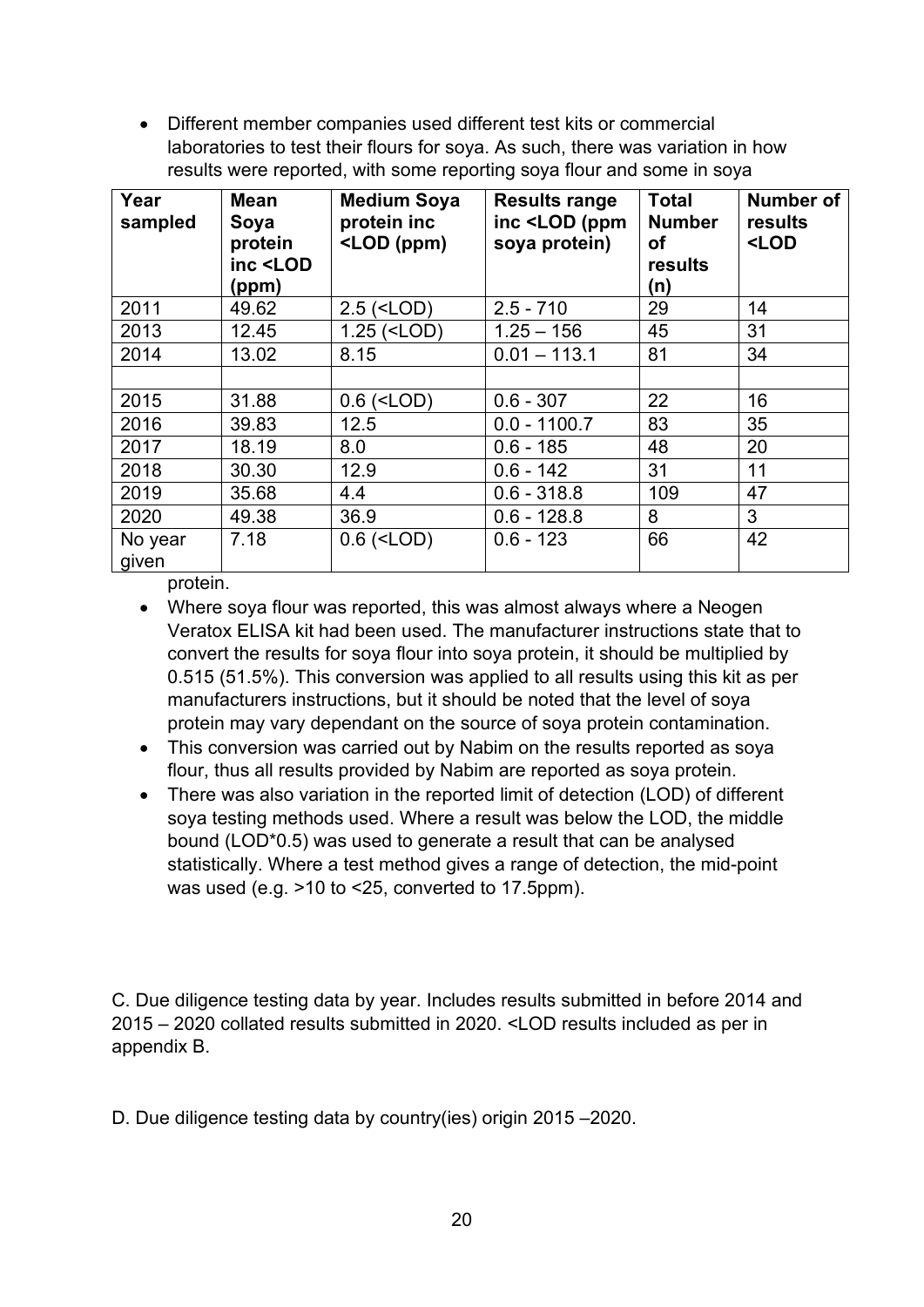- Different member companies used different test kits or commercial laboratories to test their flours for soya. As such, there was variation in how results were reported, with some reporting soya flour and some in soya protein.

| Year sampled | Mean Soya protein inc <LOD (ppm) | Medium Soya protein inc <LOD (ppm) | Results range inc <LOD (ppm soya protein) | Total Number of results (n) | Number of results <LOD |
|---|---|---|---|---|---|
| 2011 | 49.62 | 2.5 (<LOD) | 2.5 - 710 | 29 | 14 |
| 2013 | 12.45 | 1.25 (<LOD) | 1.25 – 156 | 45 | 31 |
| 2014 | 13.02 | 8.15 | 0.01 – 113.1 | 81 | 34 |
| | | | | | |
| 2015 | 31.88 | 0.6 (<LOD) | 0.6 - 307 | 22 | 16 |
| 2016 | 39.83 | 12.5 | 0.0 - 1100.7 | 83 | 35 |
| 2017 | 18.19 | 8.0 | 0.6 - 185 | 48 | 20 |
| 2018 | 30.30 | 12.9 | 0.6 - 142 | 31 | 11 |
| 2019 | 35.68 | 4.4 | 0.6 - 318.8 | 109 | 47 |
| 2020 | 49.38 | 36.9 | 0.6 - 128.8 | 8 | 3 |
| No year given | 7.18 | 0.6 (<LOD) | 0.6 - 123 | 66 | 42 |

- Where soya flour was reported, this was almost always where a Neogen Veratox ELISA kit had been used. The manufacturer instructions state that to convert the results for soya flour into soya protein, it should be multiplied by 0.515 (51.5%). This conversion was applied to all results using this kit as per manufacturers instructions, but it should be noted that the level of soya protein may vary dependant on the source of soya protein contamination.
- This conversion was carried out by Nabim on the results reported as soya flour, thus all results provided by Nabim are reported as soya protein.
- There was also variation in the reported limit of detection (LOD) of different soya testing methods used. Where a result was below the LOD, the middle bound (LOD*0.5) was used to generate a result that can be analysed statistically. Where a test method gives a range of detection, the mid-point was used (e.g. >10 to <25, converted to 17.5ppm).

C. Due diligence testing data by year. Includes results submitted in before 2014 and 2015 – 2020 collated results submitted in 2020. <LOD results included as per in appendix B.

D. Due diligence testing data by country(ies) origin 2015 –2020.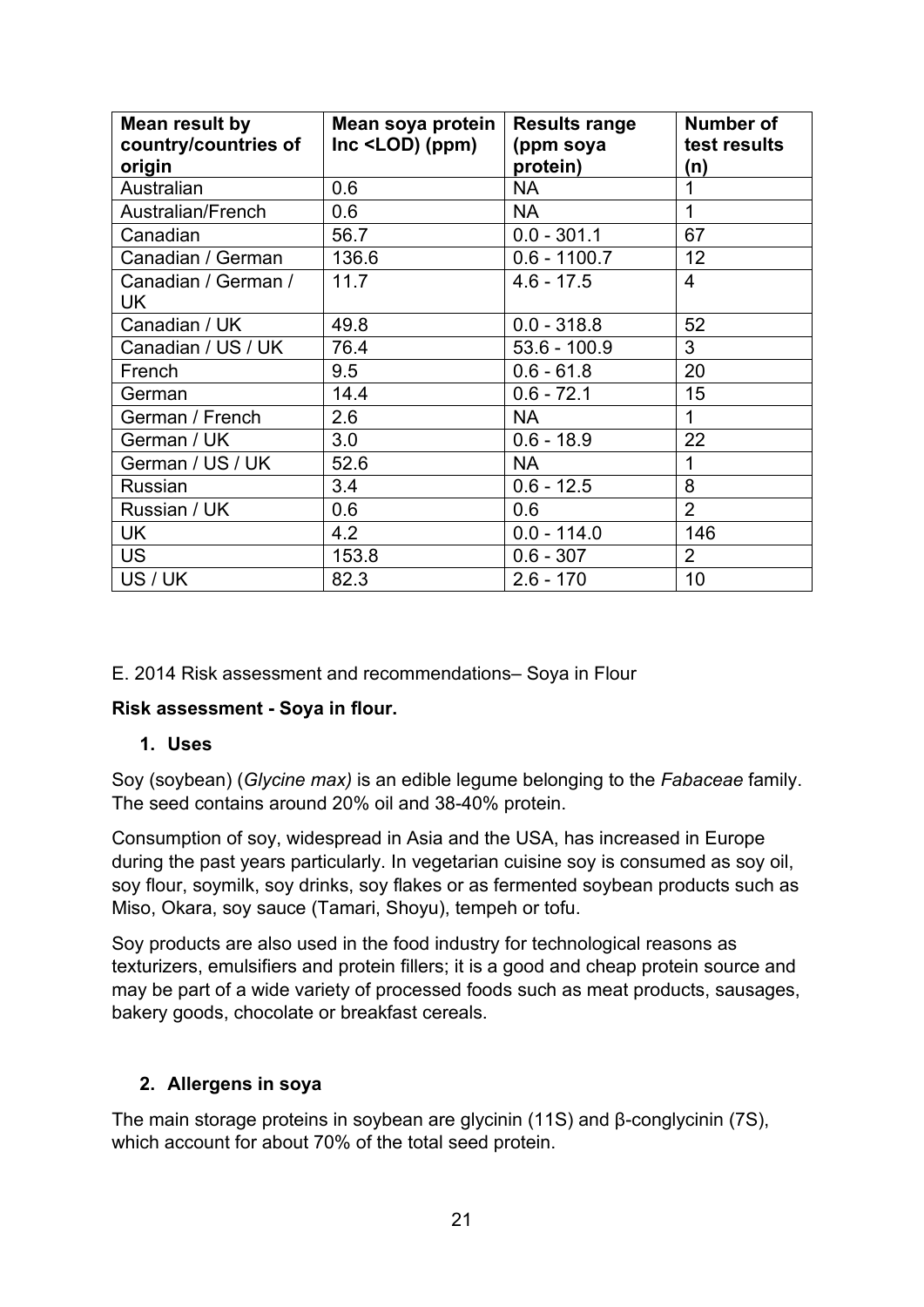| Mean result by country/countries of origin | Mean soya protein Inc <LOD) (ppm) | Results range (ppm soya protein) | Number of test results (n) |
|---|---|---|---|
| Australian | 0.6 | NA | 1 |
| Australian/French | 0.6 | NA | 1 |
| Canadian | 56.7 | 0.0 - 301.1 | 67 |
| Canadian / German | 136.6 | 0.6 - 1100.7 | 12 |
| Canadian / German / UK | 11.7 | 4.6 - 17.5 | 4 |
| Canadian / UK | 49.8 | 0.0 - 318.8 | 52 |
| Canadian / US / UK | 76.4 | 53.6 - 100.9 | 3 |
| French | 9.5 | 0.6 - 61.8 | 20 |
| German | 14.4 | 0.6 - 72.1 | 15 |
| German / French | 2.6 | NA | 1 |
| German / UK | 3.0 | 0.6 - 18.9 | 22 |
| German / US / UK | 52.6 | NA | 1 |
| Russian | 3.4 | 0.6 - 12.5 | 8 |
| Russian / UK | 0.6 | 0.6 | 2 |
| UK | 4.2 | 0.0 - 114.0 | 146 |
| US | 153.8 | 0.6 - 307 | 2 |
| US / UK | 82.3 | 2.6 - 170 | 10 |

E. 2014 Risk assessment and recommendations– Soya in Flour

**Risk assessment - Soya in flour.**

1. **Uses**

Soy (soybean) (*Glycine max)* is an edible legume belonging to the *Fabaceae* family. The seed contains around 20% oil and 38-40% protein.

Consumption of soy, widespread in Asia and the USA, has increased in Europe during the past years particularly. In vegetarian cuisine soy is consumed as soy oil, soy flour, soymilk, soy drinks, soy flakes or as fermented soybean products such as Miso, Okara, soy sauce (Tamari, Shoyu), tempeh or tofu.

Soy products are also used in the food industry for technological reasons as texturizers, emulsifiers and protein fillers; it is a good and cheap protein source and may be part of a wide variety of processed foods such as meat products, sausages, bakery goods, chocolate or breakfast cereals.

2. **Allergens in soya**

The main storage proteins in soybean are glycinin (11S) and β-conglycinin (7S), which account for about 70% of the total seed protein.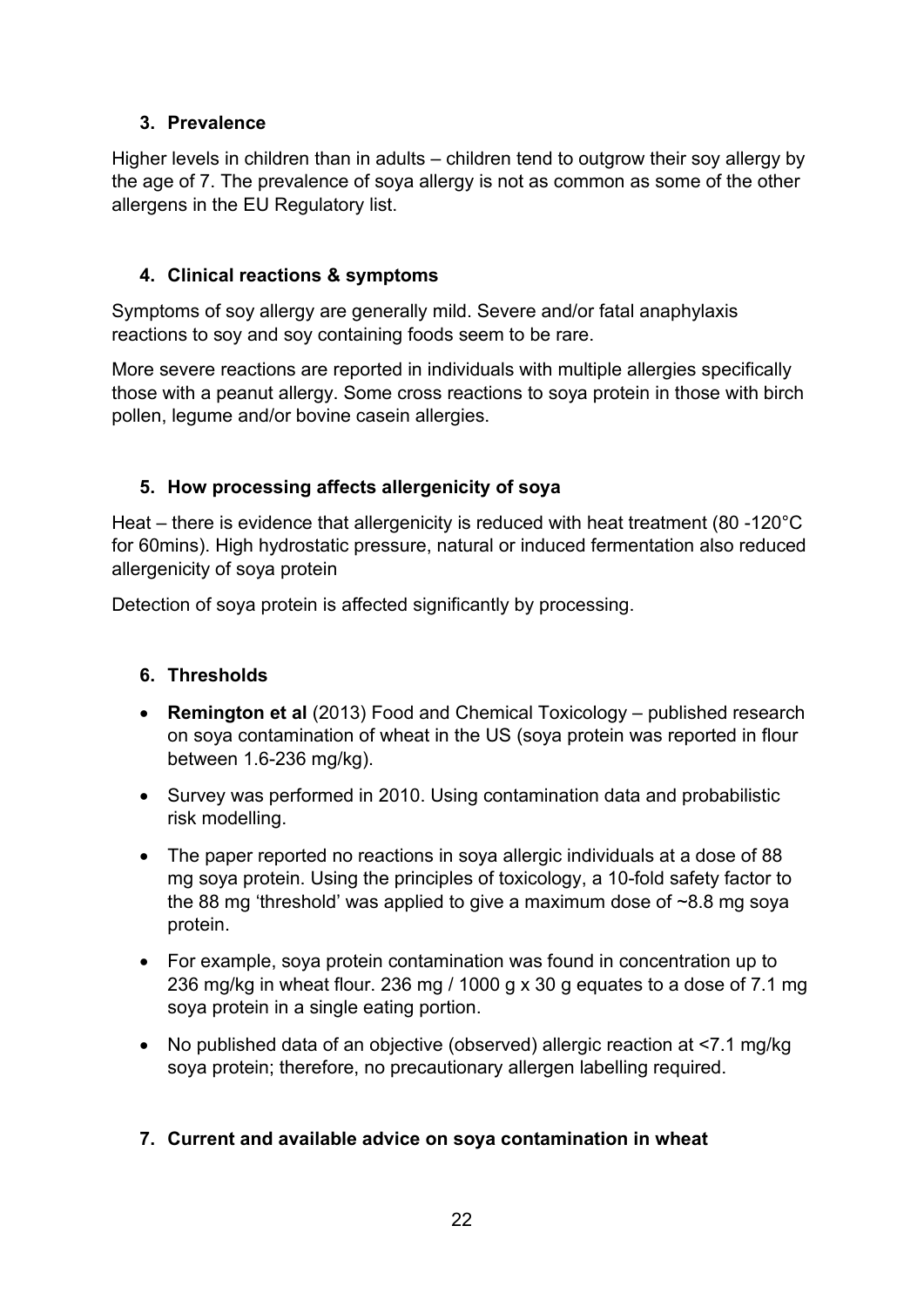### 3. Prevalence

Higher levels in children than in adults – children tend to outgrow their soy allergy by the age of 7. The prevalence of soya allergy is not as common as some of the other allergens in the EU Regulatory list.

### 4. Clinical reactions & symptoms

Symptoms of soy allergy are generally mild. Severe and/or fatal anaphylaxis reactions to soy and soy containing foods seem to be rare.

More severe reactions are reported in individuals with multiple allergies specifically those with a peanut allergy. Some cross reactions to soya protein in those with birch pollen, legume and/or bovine casein allergies.

### 5. How processing affects allergenicity of soya

Heat – there is evidence that allergenicity is reduced with heat treatment (80 -120°C for 60mins). High hydrostatic pressure, natural or induced fermentation also reduced allergenicity of soya protein

Detection of soya protein is affected significantly by processing.

### 6. Thresholds

- **Remington et al** (2013) Food and Chemical Toxicology – published research on soya contamination of wheat in the US (soya protein was reported in flour between 1.6-236 mg/kg).
- Survey was performed in 2010. Using contamination data and probabilistic risk modelling.
- The paper reported no reactions in soya allergic individuals at a dose of 88 mg soya protein. Using the principles of toxicology, a 10-fold safety factor to the 88 mg 'threshold' was applied to give a maximum dose of ~8.8 mg soya protein.
- For example, soya protein contamination was found in concentration up to 236 mg/kg in wheat flour. 236 mg / 1000 g x 30 g equates to a dose of 7.1 mg soya protein in a single eating portion.
- No published data of an objective (observed) allergic reaction at <7.1 mg/kg soya protein; therefore, no precautionary allergen labelling required.

### 7. Current and available advice on soya contamination in wheat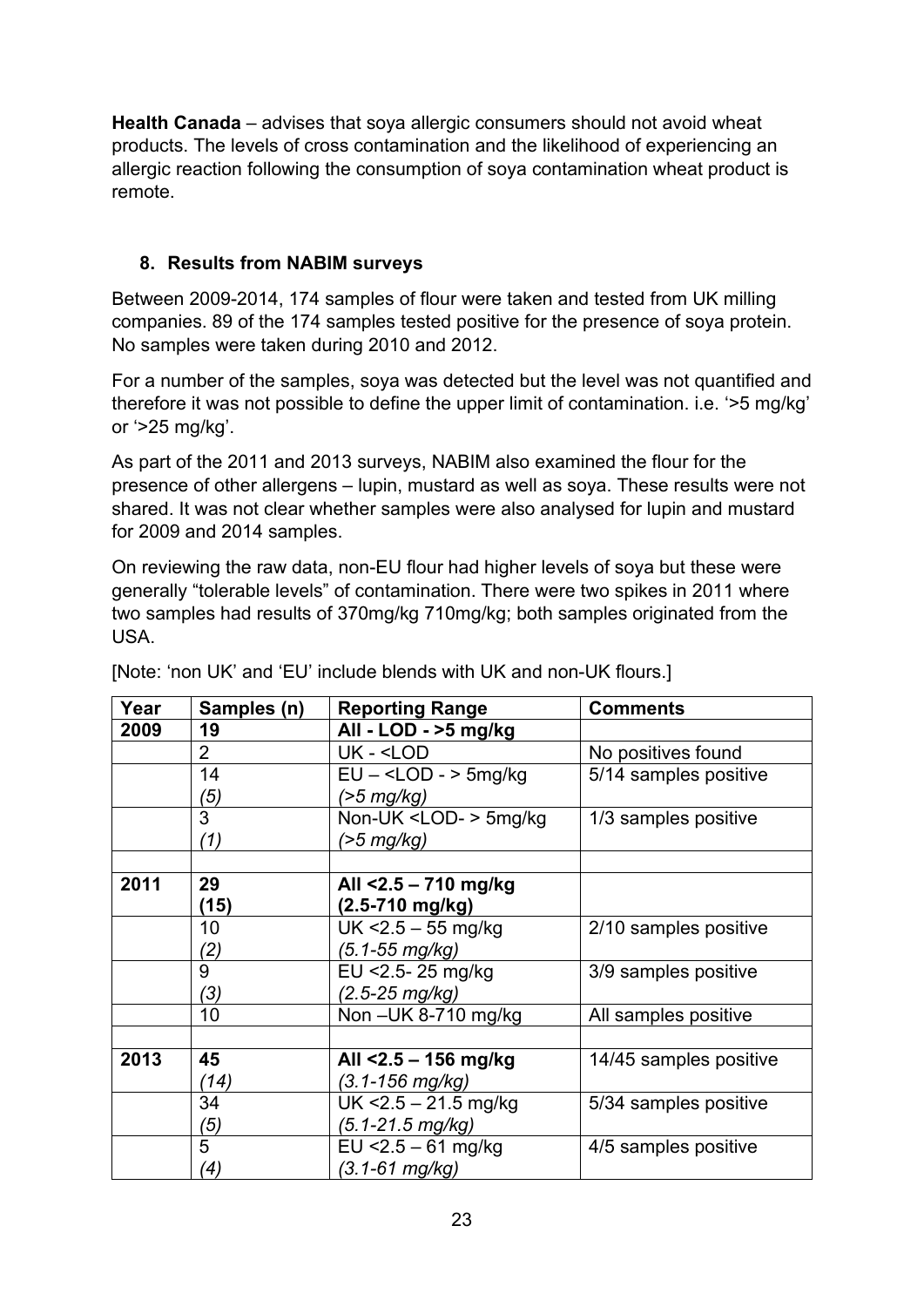**Health Canada** – advises that soya allergic consumers should not avoid wheat products. The levels of cross contamination and the likelihood of experiencing an allergic reaction following the consumption of soya contamination wheat product is remote.

## 8. Results from NABIM surveys

Between 2009-2014, 174 samples of flour were taken and tested from UK milling companies. 89 of the 174 samples tested positive for the presence of soya protein. No samples were taken during 2010 and 2012.

For a number of the samples, soya was detected but the level was not quantified and therefore it was not possible to define the upper limit of contamination. i.e. '>5 mg/kg' or '>25 mg/kg'.

As part of the 2011 and 2013 surveys, NABIM also examined the flour for the presence of other allergens – lupin, mustard as well as soya. These results were not shared. It was not clear whether samples were also analysed for lupin and mustard for 2009 and 2014 samples.

On reviewing the raw data, non-EU flour had higher levels of soya but these were generally "tolerable levels" of contamination. There were two spikes in 2011 where two samples had results of 370mg/kg 710mg/kg; both samples originated from the USA.

[Note: 'non UK' and 'EU' include blends with UK and non-UK flours.]

| Year | Samples (n) | Reporting Range | Comments |
|---|---|---|---|
| **2009** | **19** | **All - LOD - >5 mg/kg** | |
| | 2 | UK - <LOD | No positives found |
| | 14<br>*(5)* | EU – <LOD - > 5mg/kg<br>*(>5 mg/kg)* | 5/14 samples positive |
| | 3<br>*(1)* | Non-UK <LOD- > 5mg/kg<br>*(>5 mg/kg)* | 1/3 samples positive |
| | | | |
| **2011** | **29**<br>**(15)** | **All <2.5 – 710 mg/kg**<br>**(2.5-710 mg/kg)** | |
| | 10<br>*(2)* | UK <2.5 – 55 mg/kg<br>*(5.1-55 mg/kg)* | 2/10 samples positive |
| | 9<br>*(3)* | EU <2.5- 25 mg/kg<br>*(2.5-25 mg/kg)* | 3/9 samples positive |
| | 10 | Non –UK 8-710 mg/kg | All samples positive |
| | | | |
| **2013** | **45**<br>*(14)* | **All <2.5 – 156 mg/kg**<br>*(3.1-156 mg/kg)* | 14/45 samples positive |
| | 34<br>*(5)* | UK <2.5 – 21.5 mg/kg<br>*(5.1-21.5 mg/kg)* | 5/34 samples positive |
| | 5<br>*(4)* | EU <2.5 – 61 mg/kg<br>*(3.1-61 mg/kg)* | 4/5 samples positive |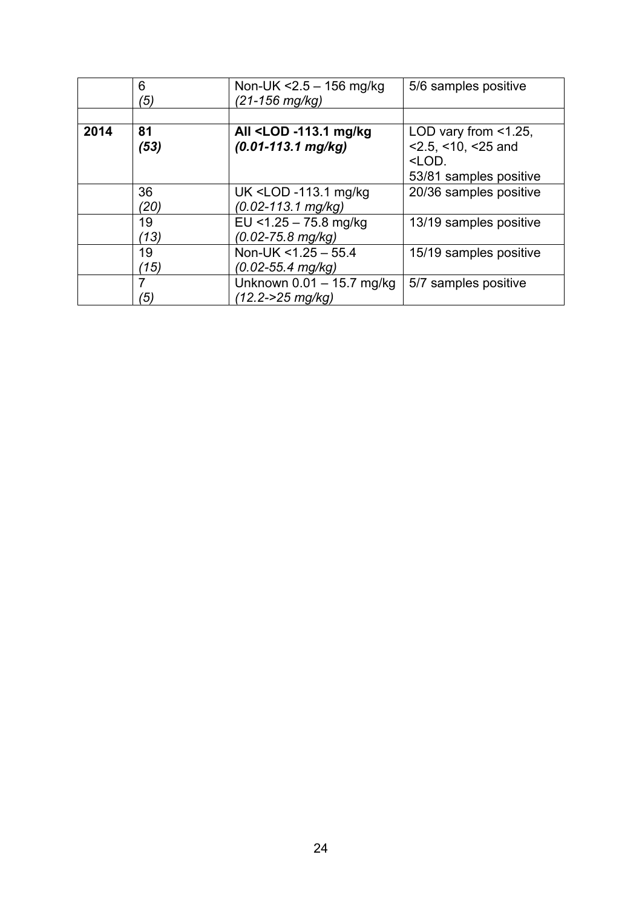| | | | |
|---|---|---|---|
| | 6<br>*(5)* | Non-UK <2.5 – 156 mg/kg<br>*(21-156 mg/kg)* | 5/6 samples positive |
| | | | |
| **2014** | **81**<br>***(53)*** | **All <LOD -113.1 mg/kg**<br>***(0.01-113.1 mg/kg)*** | LOD vary from <1.25, <2.5, <10, <25 and <LOD.<br>53/81 samples positive |
| | 36<br>*(20)* | UK <LOD -113.1 mg/kg<br>*(0.02-113.1 mg/kg)* | 20/36 samples positive |
| | 19<br>*(13)* | EU <1.25 – 75.8 mg/kg<br>*(0.02-75.8 mg/kg)* | 13/19 samples positive |
| | 19<br>*(15)* | Non-UK <1.25 – 55.4<br>*(0.02-55.4 mg/kg)* | 15/19 samples positive |
| | 7<br>*(5)* | Unknown 0.01 – 15.7 mg/kg<br>*(12.2->25 mg/kg)* | 5/7 samples positive |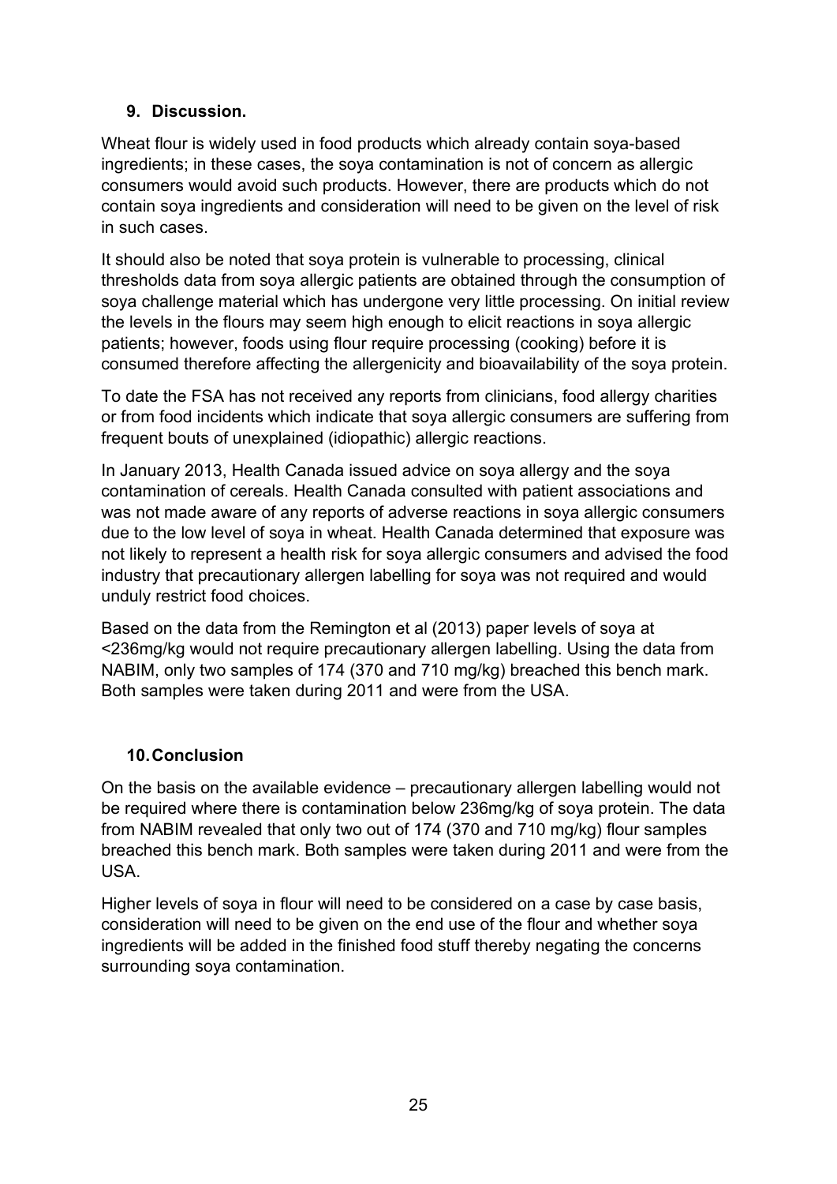## 9. Discussion.

Wheat flour is widely used in food products which already contain soya-based ingredients; in these cases, the soya contamination is not of concern as allergic consumers would avoid such products. However, there are products which do not contain soya ingredients and consideration will need to be given on the level of risk in such cases.

It should also be noted that soya protein is vulnerable to processing, clinical thresholds data from soya allergic patients are obtained through the consumption of soya challenge material which has undergone very little processing. On initial review the levels in the flours may seem high enough to elicit reactions in soya allergic patients; however, foods using flour require processing (cooking) before it is consumed therefore affecting the allergenicity and bioavailability of the soya protein.

To date the FSA has not received any reports from clinicians, food allergy charities or from food incidents which indicate that soya allergic consumers are suffering from frequent bouts of unexplained (idiopathic) allergic reactions.

In January 2013, Health Canada issued advice on soya allergy and the soya contamination of cereals. Health Canada consulted with patient associations and was not made aware of any reports of adverse reactions in soya allergic consumers due to the low level of soya in wheat. Health Canada determined that exposure was not likely to represent a health risk for soya allergic consumers and advised the food industry that precautionary allergen labelling for soya was not required and would unduly restrict food choices.

Based on the data from the Remington et al (2013) paper levels of soya at <236mg/kg would not require precautionary allergen labelling. Using the data from NABIM, only two samples of 174 (370 and 710 mg/kg) breached this bench mark. Both samples were taken during 2011 and were from the USA.

## 10. Conclusion

On the basis on the available evidence – precautionary allergen labelling would not be required where there is contamination below 236mg/kg of soya protein. The data from NABIM revealed that only two out of 174 (370 and 710 mg/kg) flour samples breached this bench mark. Both samples were taken during 2011 and were from the USA.

Higher levels of soya in flour will need to be considered on a case by case basis, consideration will need to be given on the end use of the flour and whether soya ingredients will be added in the finished food stuff thereby negating the concerns surrounding soya contamination.